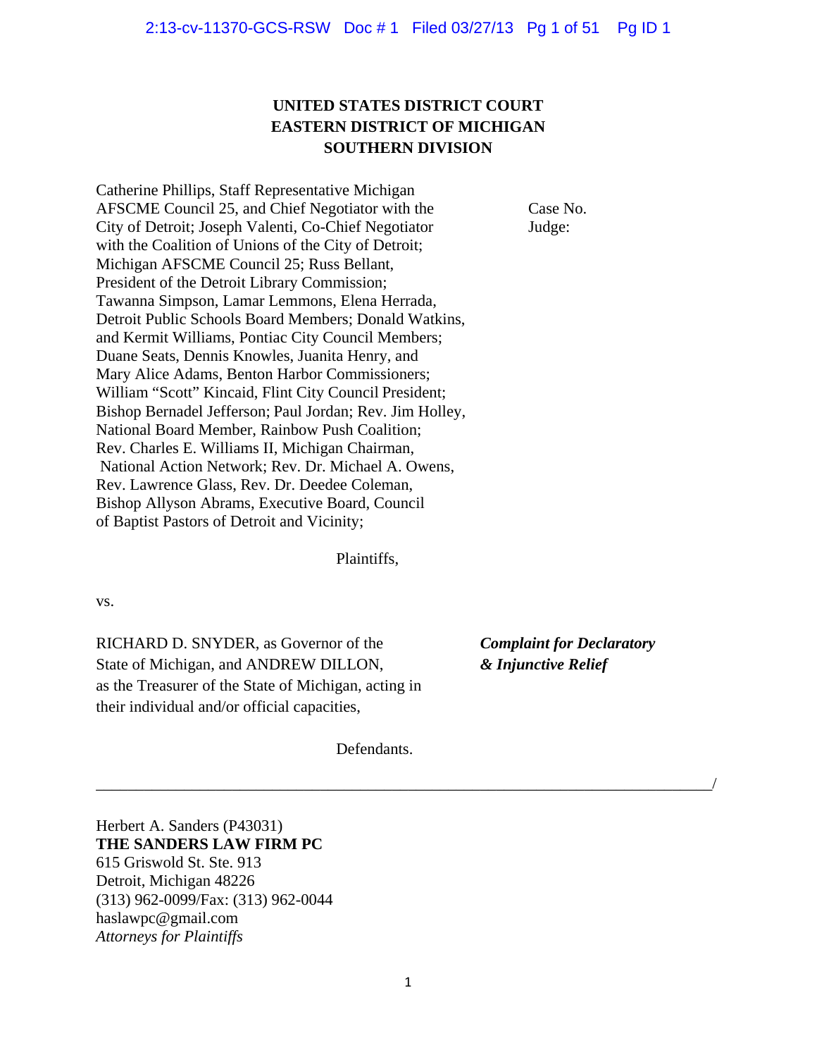# UNITED STATES DISTRICT COURT
# EASTERN DISTRICT OF MICHIGAN
# SOUTHERN DIVISION

Catherine Phillips, Staff Representative Michigan AFSCME Council 25, and Chief Negotiator with the City of Detroit; Joseph Valenti, Co-Chief Negotiator with the Coalition of Unions of the City of Detroit; Michigan AFSCME Council 25; Russ Bellant, President of the Detroit Library Commission; Tawanna Simpson, Lamar Lemmons, Elena Herrada, Detroit Public Schools Board Members; Donald Watkins, and Kermit Williams, Pontiac City Council Members; Duane Seats, Dennis Knowles, Juanita Henry, and Mary Alice Adams, Benton Harbor Commissioners; William "Scott" Kincaid, Flint City Council President; Bishop Bernadel Jefferson; Paul Jordan; Rev. Jim Holley, National Board Member, Rainbow Push Coalition; Rev. Charles E. Williams II, Michigan Chairman, National Action Network; Rev. Dr. Michael A. Owens, Rev. Lawrence Glass, Rev. Dr. Deedee Coleman, Bishop Allyson Abrams, Executive Board, Council of Baptist Pastors of Detroit and Vicinity;

Case No.
Judge:

Plaintiffs,

vs.

RICHARD D. SNYDER, as Governor of the State of Michigan, and ANDREW DILLON, as the Treasurer of the State of Michigan, acting in their individual and/or official capacities,

***Complaint for Declaratory & Injunctive Relief***

Defendants.

_______________________________________________________________/

Herbert A. Sanders (P43031)
**THE SANDERS LAW FIRM PC**
615 Griswold St. Ste. 913
Detroit, Michigan 48226
(313) 962-0099/Fax: (313) 962-0044
haslawpc@gmail.com
*Attorneys for Plaintiffs*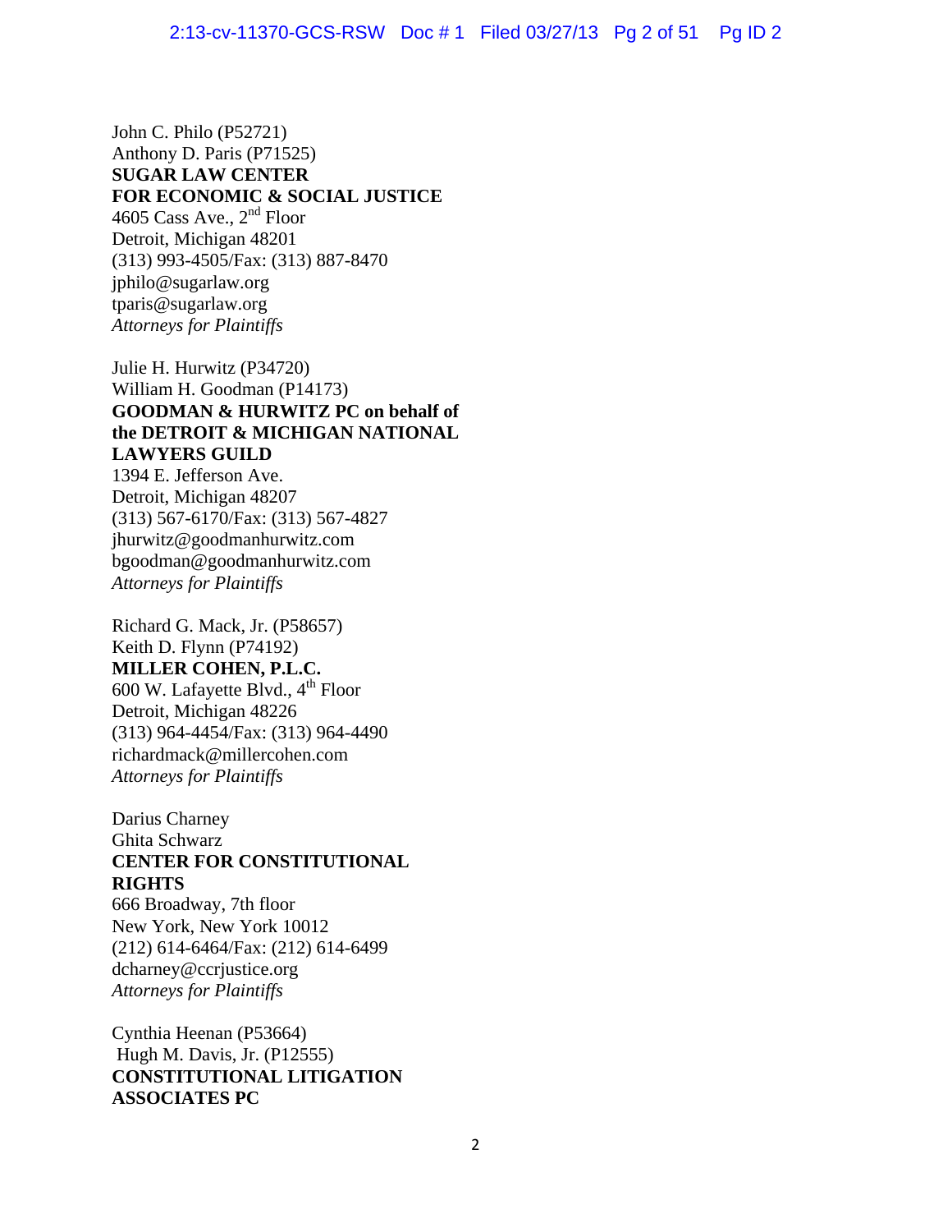John C. Philo (P52721)
Anthony D. Paris (P71525)
**SUGAR LAW CENTER**
**FOR ECONOMIC & SOCIAL JUSTICE**
4605 Cass Ave., 2nd Floor
Detroit, Michigan 48201
(313) 993-4505/Fax: (313) 887-8470
jphilo@sugarlaw.org
tparis@sugarlaw.org
*Attorneys for Plaintiffs*

Julie H. Hurwitz (P34720)
William H. Goodman (P14173)
**GOODMAN & HURWITZ PC on behalf of the DETROIT & MICHIGAN NATIONAL LAWYERS GUILD**
1394 E. Jefferson Ave.
Detroit, Michigan 48207
(313) 567-6170/Fax: (313) 567-4827
jhurwitz@goodmanhurwitz.com
bgoodman@goodmanhurwitz.com
*Attorneys for Plaintiffs*

Richard G. Mack, Jr. (P58657)
Keith D. Flynn (P74192)
**MILLER COHEN, P.L.C.**
600 W. Lafayette Blvd., 4th Floor
Detroit, Michigan 48226
(313) 964-4454/Fax: (313) 964-4490
richardmack@millercohen.com
*Attorneys for Plaintiffs*

Darius Charney
Ghita Schwarz
**CENTER FOR CONSTITUTIONAL RIGHTS**
666 Broadway, 7th floor
New York, New York 10012
(212) 614-6464/Fax: (212) 614-6499
dcharney@ccrjustice.org
*Attorneys for Plaintiffs*

Cynthia Heenan (P53664)
Hugh M. Davis, Jr. (P12555)
**CONSTITUTIONAL LITIGATION ASSOCIATES PC**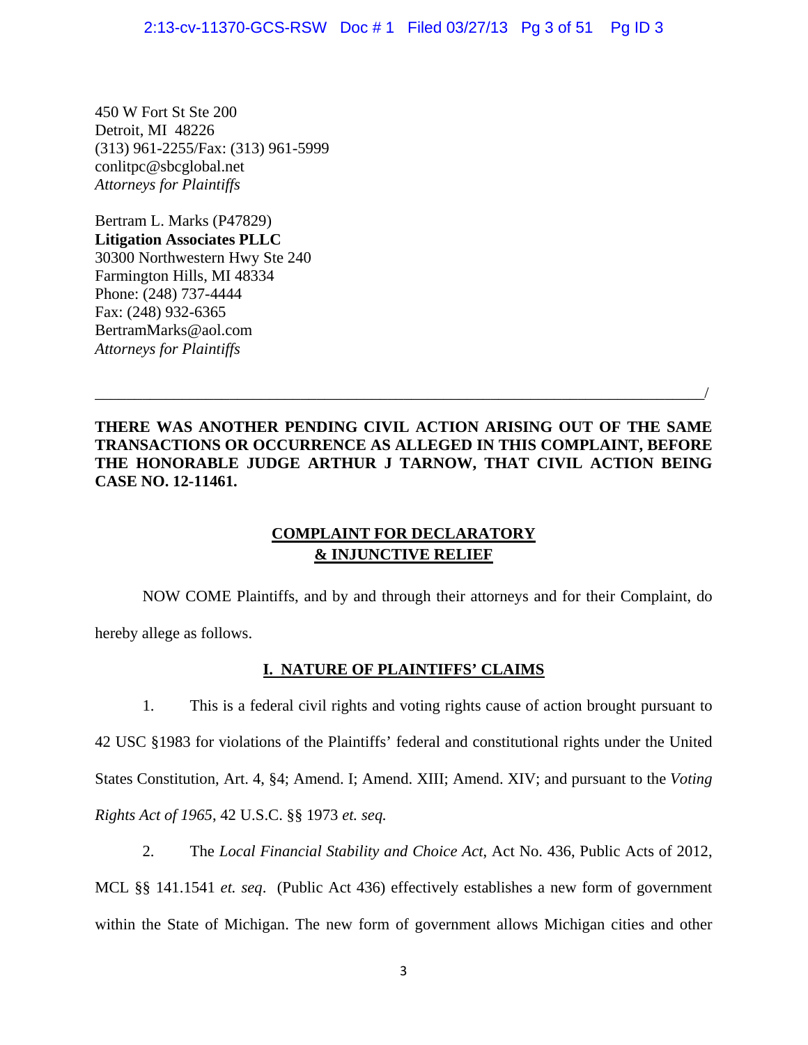450 W Fort St Ste 200
Detroit, MI 48226
(313) 961-2255/Fax: (313) 961-5999
conlitpc@sbcglobal.net
*Attorneys for Plaintiffs*

Bertram L. Marks (P47829)
**Litigation Associates PLLC**
30300 Northwestern Hwy Ste 240
Farmington Hills, MI 48334
Phone: (248) 737-4444
Fax: (248) 932-6365
BertramMarks@aol.com
*Attorneys for Plaintiffs*

_______________________________________________________________________________/

**THERE WAS ANOTHER PENDING CIVIL ACTION ARISING OUT OF THE SAME TRANSACTIONS OR OCCURRENCE AS ALLEGED IN THIS COMPLAINT, BEFORE THE HONORABLE JUDGE ARTHUR J TARNOW, THAT CIVIL ACTION BEING CASE NO. 12-11461.**

## COMPLAINT FOR DECLARATORY & INJUNCTIVE RELIEF

NOW COME Plaintiffs, and by and through their attorneys and for their Complaint, do hereby allege as follows.

### I. NATURE OF PLAINTIFFS' CLAIMS

1. This is a federal civil rights and voting rights cause of action brought pursuant to 42 USC §1983 for violations of the Plaintiffs' federal and constitutional rights under the United States Constitution, Art. 4, §4; Amend. I; Amend. XIII; Amend. XIV; and pursuant to the *Voting Rights Act of 1965*, 42 U.S.C. §§ 1973 *et. seq.*

2. The *Local Financial Stability and Choice Act*, Act No. 436, Public Acts of 2012, MCL §§ 141.1541 *et. seq*. (Public Act 436) effectively establishes a new form of government within the State of Michigan. The new form of government allows Michigan cities and other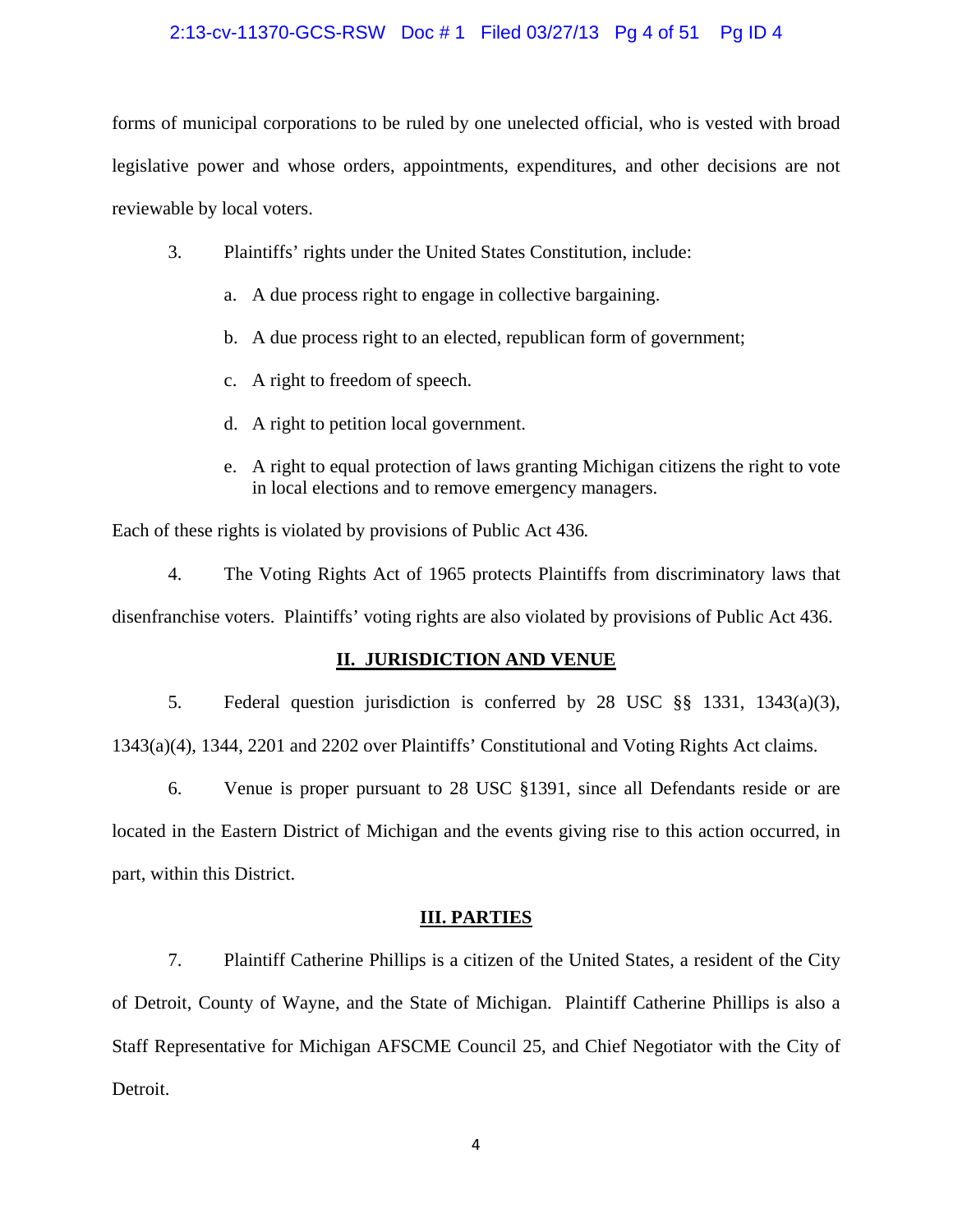forms of municipal corporations to be ruled by one unelected official, who is vested with broad legislative power and whose orders, appointments, expenditures, and other decisions are not reviewable by local voters.

3. Plaintiffs' rights under the United States Constitution, include:

   a. A due process right to engage in collective bargaining.

   b. A due process right to an elected, republican form of government;

   c. A right to freedom of speech.

   d. A right to petition local government.

   e. A right to equal protection of laws granting Michigan citizens the right to vote in local elections and to remove emergency managers.

Each of these rights is violated by provisions of Public Act 436.

4. The Voting Rights Act of 1965 protects Plaintiffs from discriminatory laws that disenfranchise voters. Plaintiffs' voting rights are also violated by provisions of Public Act 436.

## II. JURISDICTION AND VENUE

5. Federal question jurisdiction is conferred by 28 USC §§ 1331, 1343(a)(3), 1343(a)(4), 1344, 2201 and 2202 over Plaintiffs' Constitutional and Voting Rights Act claims.

6. Venue is proper pursuant to 28 USC §1391, since all Defendants reside or are located in the Eastern District of Michigan and the events giving rise to this action occurred, in part, within this District.

## III. PARTIES

7. Plaintiff Catherine Phillips is a citizen of the United States, a resident of the City of Detroit, County of Wayne, and the State of Michigan. Plaintiff Catherine Phillips is also a Staff Representative for Michigan AFSCME Council 25, and Chief Negotiator with the City of Detroit.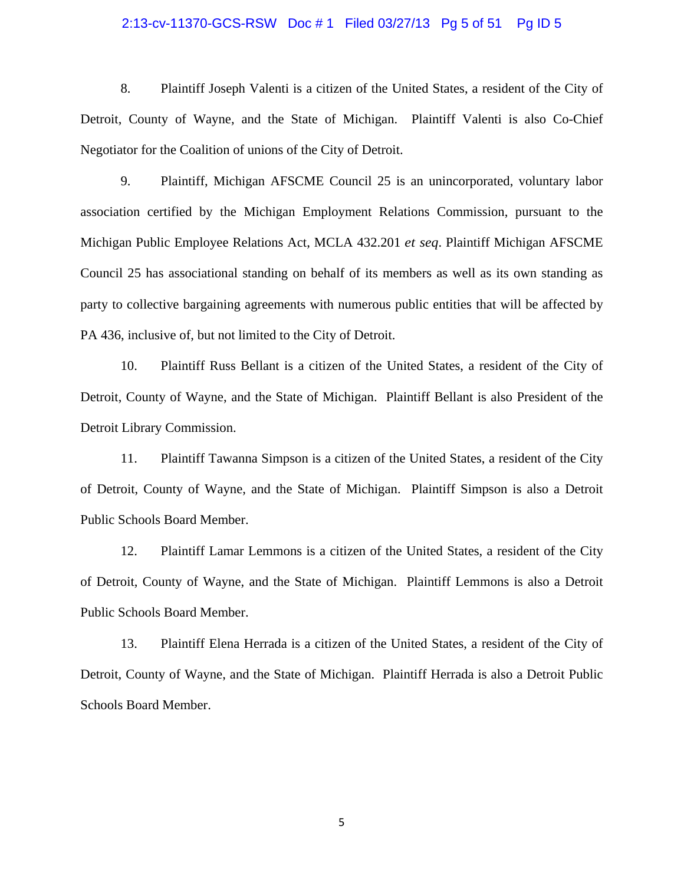8. Plaintiff Joseph Valenti is a citizen of the United States, a resident of the City of Detroit, County of Wayne, and the State of Michigan. Plaintiff Valenti is also Co-Chief Negotiator for the Coalition of unions of the City of Detroit.

9. Plaintiff, Michigan AFSCME Council 25 is an unincorporated, voluntary labor association certified by the Michigan Employment Relations Commission, pursuant to the Michigan Public Employee Relations Act, MCLA 432.201 *et seq*. Plaintiff Michigan AFSCME Council 25 has associational standing on behalf of its members as well as its own standing as party to collective bargaining agreements with numerous public entities that will be affected by PA 436, inclusive of, but not limited to the City of Detroit.

10. Plaintiff Russ Bellant is a citizen of the United States, a resident of the City of Detroit, County of Wayne, and the State of Michigan. Plaintiff Bellant is also President of the Detroit Library Commission.

11. Plaintiff Tawanna Simpson is a citizen of the United States, a resident of the City of Detroit, County of Wayne, and the State of Michigan. Plaintiff Simpson is also a Detroit Public Schools Board Member.

12. Plaintiff Lamar Lemmons is a citizen of the United States, a resident of the City of Detroit, County of Wayne, and the State of Michigan. Plaintiff Lemmons is also a Detroit Public Schools Board Member.

13. Plaintiff Elena Herrada is a citizen of the United States, a resident of the City of Detroit, County of Wayne, and the State of Michigan. Plaintiff Herrada is also a Detroit Public Schools Board Member.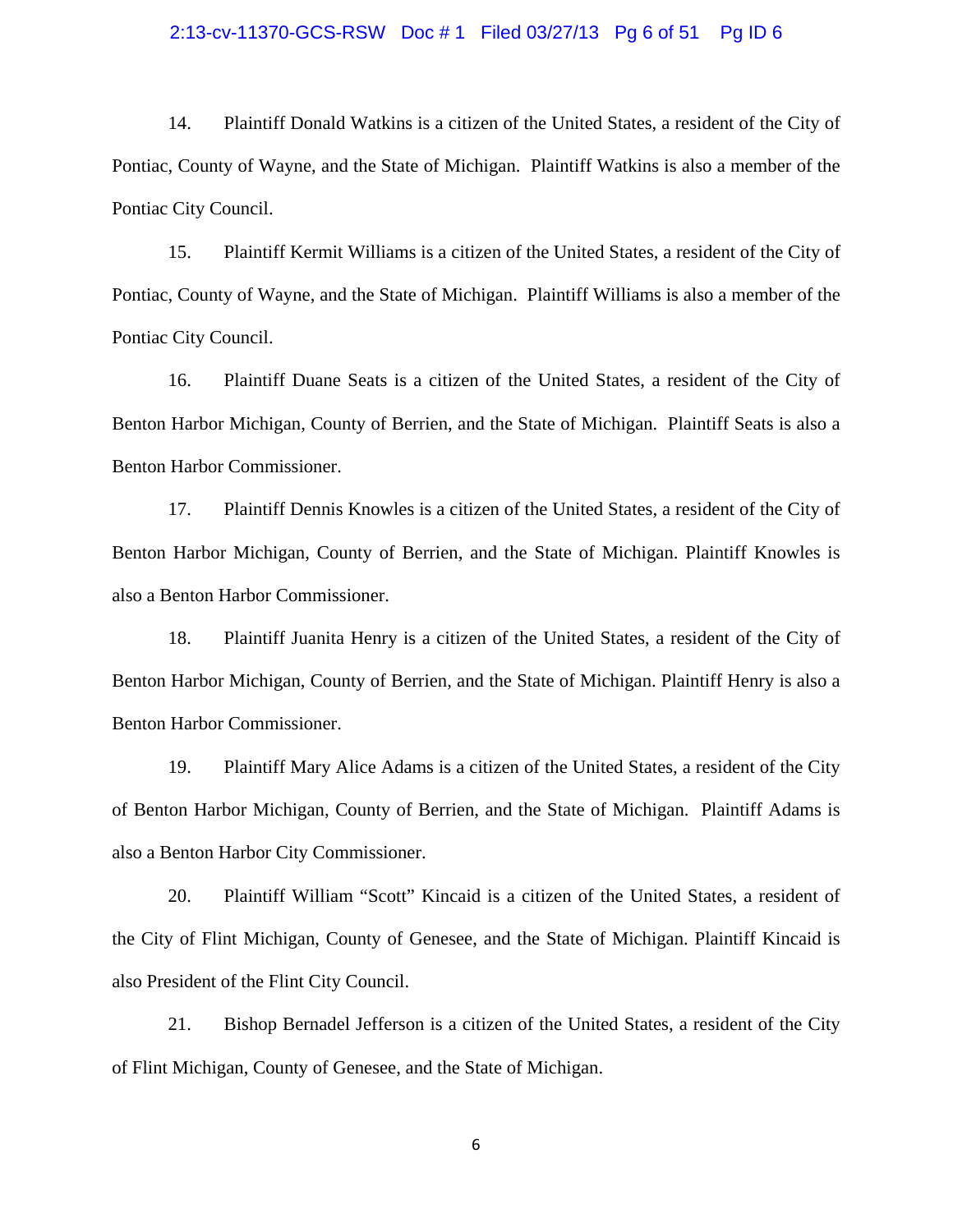14. Plaintiff Donald Watkins is a citizen of the United States, a resident of the City of Pontiac, County of Wayne, and the State of Michigan. Plaintiff Watkins is also a member of the Pontiac City Council.

15. Plaintiff Kermit Williams is a citizen of the United States, a resident of the City of Pontiac, County of Wayne, and the State of Michigan. Plaintiff Williams is also a member of the Pontiac City Council.

16. Plaintiff Duane Seats is a citizen of the United States, a resident of the City of Benton Harbor Michigan, County of Berrien, and the State of Michigan. Plaintiff Seats is also a Benton Harbor Commissioner.

17. Plaintiff Dennis Knowles is a citizen of the United States, a resident of the City of Benton Harbor Michigan, County of Berrien, and the State of Michigan. Plaintiff Knowles is also a Benton Harbor Commissioner.

18. Plaintiff Juanita Henry is a citizen of the United States, a resident of the City of Benton Harbor Michigan, County of Berrien, and the State of Michigan. Plaintiff Henry is also a Benton Harbor Commissioner.

19. Plaintiff Mary Alice Adams is a citizen of the United States, a resident of the City of Benton Harbor Michigan, County of Berrien, and the State of Michigan. Plaintiff Adams is also a Benton Harbor City Commissioner.

20. Plaintiff William "Scott" Kincaid is a citizen of the United States, a resident of the City of Flint Michigan, County of Genesee, and the State of Michigan. Plaintiff Kincaid is also President of the Flint City Council.

21. Bishop Bernadel Jefferson is a citizen of the United States, a resident of the City of Flint Michigan, County of Genesee, and the State of Michigan.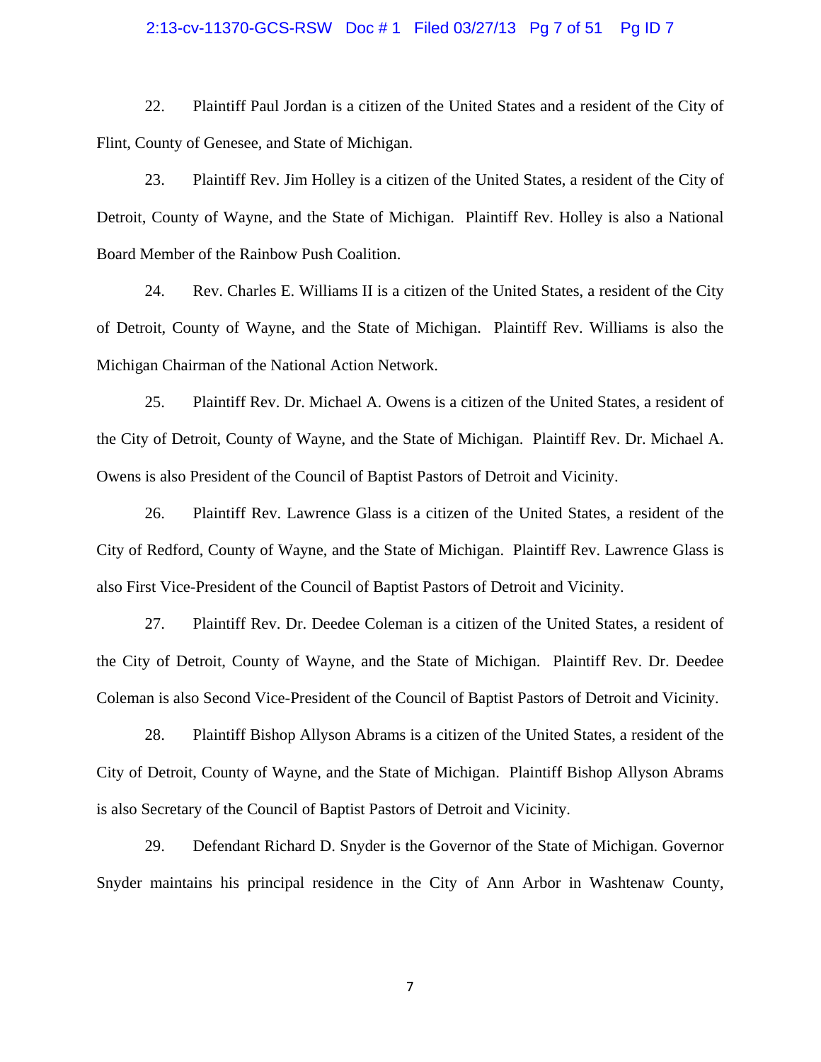22. Plaintiff Paul Jordan is a citizen of the United States and a resident of the City of Flint, County of Genesee, and State of Michigan.

23. Plaintiff Rev. Jim Holley is a citizen of the United States, a resident of the City of Detroit, County of Wayne, and the State of Michigan. Plaintiff Rev. Holley is also a National Board Member of the Rainbow Push Coalition.

24. Rev. Charles E. Williams II is a citizen of the United States, a resident of the City of Detroit, County of Wayne, and the State of Michigan. Plaintiff Rev. Williams is also the Michigan Chairman of the National Action Network.

25. Plaintiff Rev. Dr. Michael A. Owens is a citizen of the United States, a resident of the City of Detroit, County of Wayne, and the State of Michigan. Plaintiff Rev. Dr. Michael A. Owens is also President of the Council of Baptist Pastors of Detroit and Vicinity.

26. Plaintiff Rev. Lawrence Glass is a citizen of the United States, a resident of the City of Redford, County of Wayne, and the State of Michigan. Plaintiff Rev. Lawrence Glass is also First Vice-President of the Council of Baptist Pastors of Detroit and Vicinity.

27. Plaintiff Rev. Dr. Deedee Coleman is a citizen of the United States, a resident of the City of Detroit, County of Wayne, and the State of Michigan. Plaintiff Rev. Dr. Deedee Coleman is also Second Vice-President of the Council of Baptist Pastors of Detroit and Vicinity.

28. Plaintiff Bishop Allyson Abrams is a citizen of the United States, a resident of the City of Detroit, County of Wayne, and the State of Michigan. Plaintiff Bishop Allyson Abrams is also Secretary of the Council of Baptist Pastors of Detroit and Vicinity.

29. Defendant Richard D. Snyder is the Governor of the State of Michigan. Governor Snyder maintains his principal residence in the City of Ann Arbor in Washtenaw County,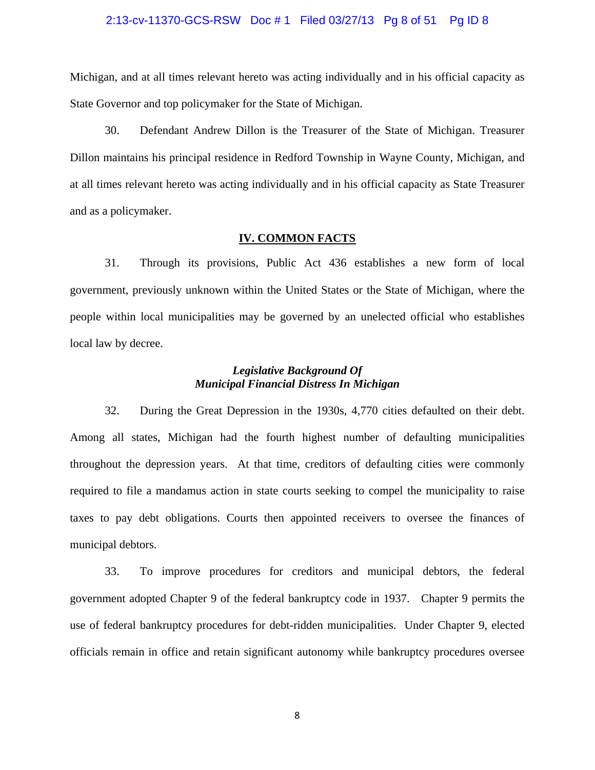Michigan, and at all times relevant hereto was acting individually and in his official capacity as State Governor and top policymaker for the State of Michigan.

30. Defendant Andrew Dillon is the Treasurer of the State of Michigan. Treasurer Dillon maintains his principal residence in Redford Township in Wayne County, Michigan, and at all times relevant hereto was acting individually and in his official capacity as State Treasurer and as a policymaker.

## IV. COMMON FACTS

31. Through its provisions, Public Act 436 establishes a new form of local government, previously unknown within the United States or the State of Michigan, where the people within local municipalities may be governed by an unelected official who establishes local law by decree.

### *Legislative Background Of Municipal Financial Distress In Michigan*

32. During the Great Depression in the 1930s, 4,770 cities defaulted on their debt. Among all states, Michigan had the fourth highest number of defaulting municipalities throughout the depression years. At that time, creditors of defaulting cities were commonly required to file a mandamus action in state courts seeking to compel the municipality to raise taxes to pay debt obligations. Courts then appointed receivers to oversee the finances of municipal debtors.

33. To improve procedures for creditors and municipal debtors, the federal government adopted Chapter 9 of the federal bankruptcy code in 1937. Chapter 9 permits the use of federal bankruptcy procedures for debt-ridden municipalities. Under Chapter 9, elected officials remain in office and retain significant autonomy while bankruptcy procedures oversee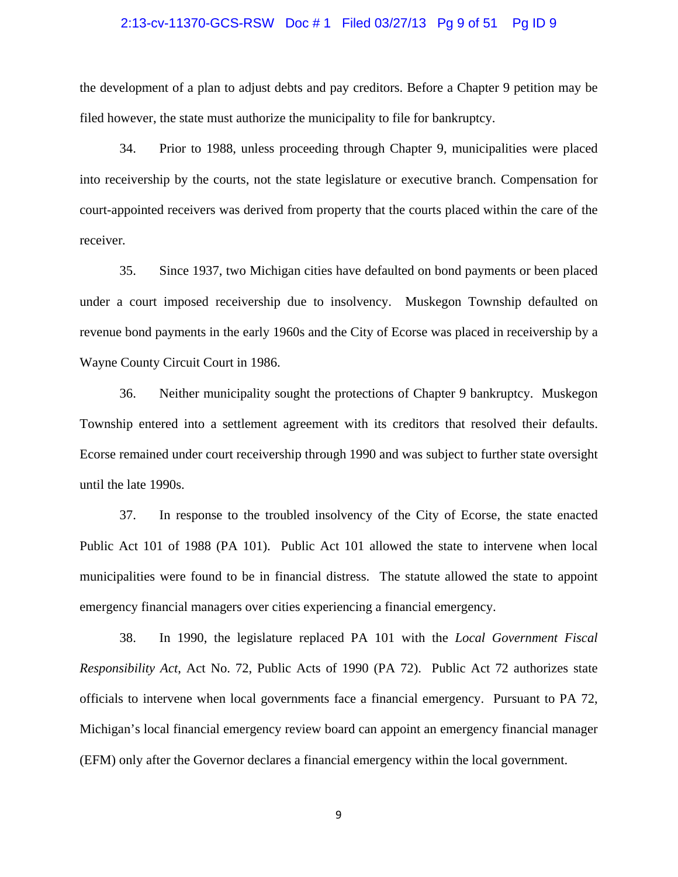the development of a plan to adjust debts and pay creditors. Before a Chapter 9 petition may be filed however, the state must authorize the municipality to file for bankruptcy.

34. Prior to 1988, unless proceeding through Chapter 9, municipalities were placed into receivership by the courts, not the state legislature or executive branch. Compensation for court-appointed receivers was derived from property that the courts placed within the care of the receiver.

35. Since 1937, two Michigan cities have defaulted on bond payments or been placed under a court imposed receivership due to insolvency. Muskegon Township defaulted on revenue bond payments in the early 1960s and the City of Ecorse was placed in receivership by a Wayne County Circuit Court in 1986.

36. Neither municipality sought the protections of Chapter 9 bankruptcy. Muskegon Township entered into a settlement agreement with its creditors that resolved their defaults. Ecorse remained under court receivership through 1990 and was subject to further state oversight until the late 1990s.

37. In response to the troubled insolvency of the City of Ecorse, the state enacted Public Act 101 of 1988 (PA 101). Public Act 101 allowed the state to intervene when local municipalities were found to be in financial distress. The statute allowed the state to appoint emergency financial managers over cities experiencing a financial emergency.

38. In 1990, the legislature replaced PA 101 with the *Local Government Fiscal Responsibility Act*, Act No. 72, Public Acts of 1990 (PA 72). Public Act 72 authorizes state officials to intervene when local governments face a financial emergency. Pursuant to PA 72, Michigan's local financial emergency review board can appoint an emergency financial manager (EFM) only after the Governor declares a financial emergency within the local government.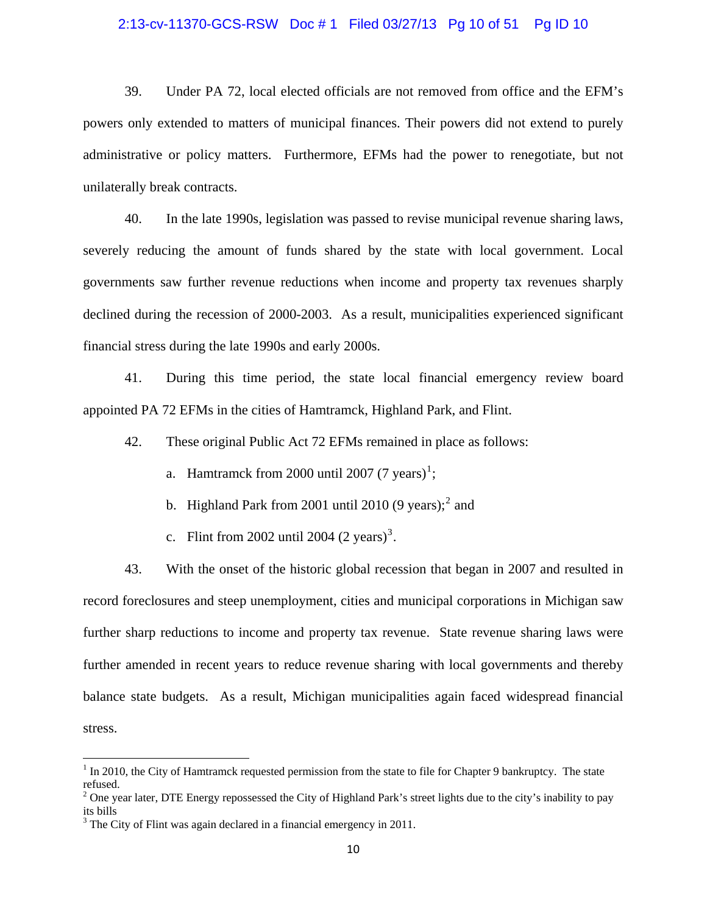39. Under PA 72, local elected officials are not removed from office and the EFM's powers only extended to matters of municipal finances. Their powers did not extend to purely administrative or policy matters. Furthermore, EFMs had the power to renegotiate, but not unilaterally break contracts.

40. In the late 1990s, legislation was passed to revise municipal revenue sharing laws, severely reducing the amount of funds shared by the state with local government. Local governments saw further revenue reductions when income and property tax revenues sharply declined during the recession of 2000-2003. As a result, municipalities experienced significant financial stress during the late 1990s and early 2000s.

41. During this time period, the state local financial emergency review board appointed PA 72 EFMs in the cities of Hamtramck, Highland Park, and Flint.

42. These original Public Act 72 EFMs remained in place as follows:

a. Hamtramck from 2000 until 2007 (7 years)[1];

b. Highland Park from 2001 until 2010 (9 years);[2] and

c. Flint from 2002 until 2004 (2 years)[3].

43. With the onset of the historic global recession that began in 2007 and resulted in record foreclosures and steep unemployment, cities and municipal corporations in Michigan saw further sharp reductions to income and property tax revenue. State revenue sharing laws were further amended in recent years to reduce revenue sharing with local governments and thereby balance state budgets. As a result, Michigan municipalities again faced widespread financial stress.

---

[1] In 2010, the City of Hamtramck requested permission from the state to file for Chapter 9 bankruptcy. The state refused.

[2] One year later, DTE Energy repossessed the City of Highland Park's street lights due to the city's inability to pay its bills

[3] The City of Flint was again declared in a financial emergency in 2011.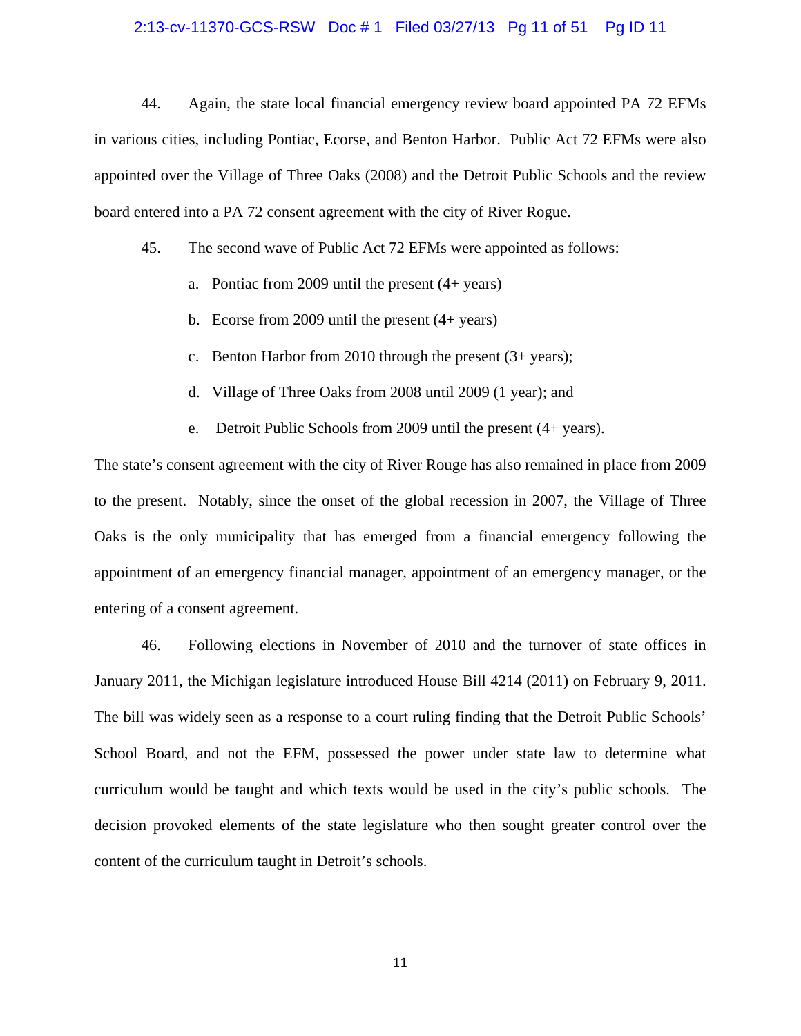44. Again, the state local financial emergency review board appointed PA 72 EFMs in various cities, including Pontiac, Ecorse, and Benton Harbor. Public Act 72 EFMs were also appointed over the Village of Three Oaks (2008) and the Detroit Public Schools and the review board entered into a PA 72 consent agreement with the city of River Rogue.

45. The second wave of Public Act 72 EFMs were appointed as follows:

a. Pontiac from 2009 until the present (4+ years)

b. Ecorse from 2009 until the present (4+ years)

c. Benton Harbor from 2010 through the present (3+ years);

d. Village of Three Oaks from 2008 until 2009 (1 year); and

e. Detroit Public Schools from 2009 until the present (4+ years).

The state's consent agreement with the city of River Rouge has also remained in place from 2009 to the present. Notably, since the onset of the global recession in 2007, the Village of Three Oaks is the only municipality that has emerged from a financial emergency following the appointment of an emergency financial manager, appointment of an emergency manager, or the entering of a consent agreement.

46. Following elections in November of 2010 and the turnover of state offices in January 2011, the Michigan legislature introduced House Bill 4214 (2011) on February 9, 2011. The bill was widely seen as a response to a court ruling finding that the Detroit Public Schools' School Board, and not the EFM, possessed the power under state law to determine what curriculum would be taught and which texts would be used in the city's public schools. The decision provoked elements of the state legislature who then sought greater control over the content of the curriculum taught in Detroit's schools.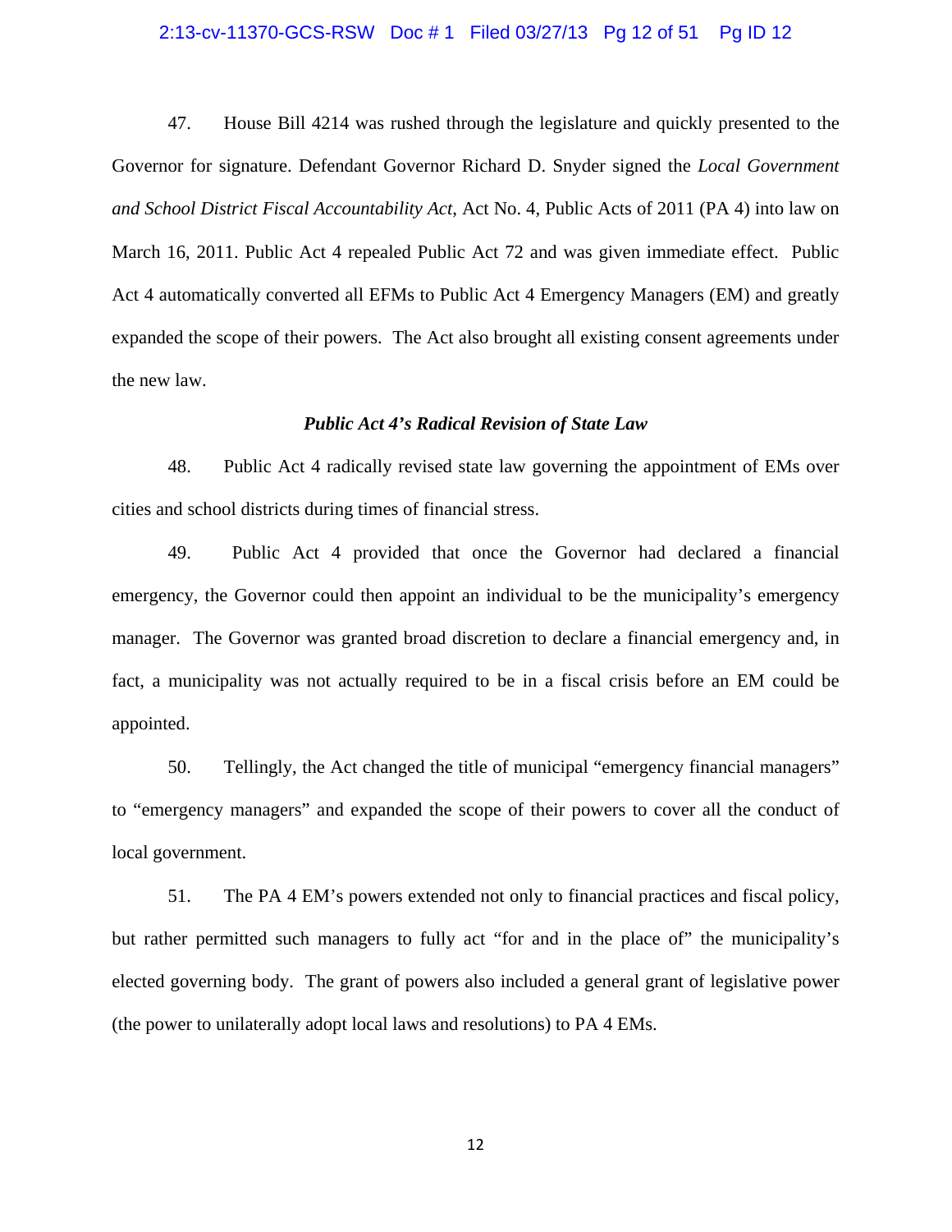47. House Bill 4214 was rushed through the legislature and quickly presented to the Governor for signature. Defendant Governor Richard D. Snyder signed the *Local Government and School District Fiscal Accountability Act*, Act No. 4, Public Acts of 2011 (PA 4) into law on March 16, 2011. Public Act 4 repealed Public Act 72 and was given immediate effect. Public Act 4 automatically converted all EFMs to Public Act 4 Emergency Managers (EM) and greatly expanded the scope of their powers. The Act also brought all existing consent agreements under the new law.

### *Public Act 4's Radical Revision of State Law*

48. Public Act 4 radically revised state law governing the appointment of EMs over cities and school districts during times of financial stress.

49. Public Act 4 provided that once the Governor had declared a financial emergency, the Governor could then appoint an individual to be the municipality's emergency manager. The Governor was granted broad discretion to declare a financial emergency and, in fact, a municipality was not actually required to be in a fiscal crisis before an EM could be appointed.

50. Tellingly, the Act changed the title of municipal "emergency financial managers" to "emergency managers" and expanded the scope of their powers to cover all the conduct of local government.

51. The PA 4 EM's powers extended not only to financial practices and fiscal policy, but rather permitted such managers to fully act "for and in the place of" the municipality's elected governing body. The grant of powers also included a general grant of legislative power (the power to unilaterally adopt local laws and resolutions) to PA 4 EMs.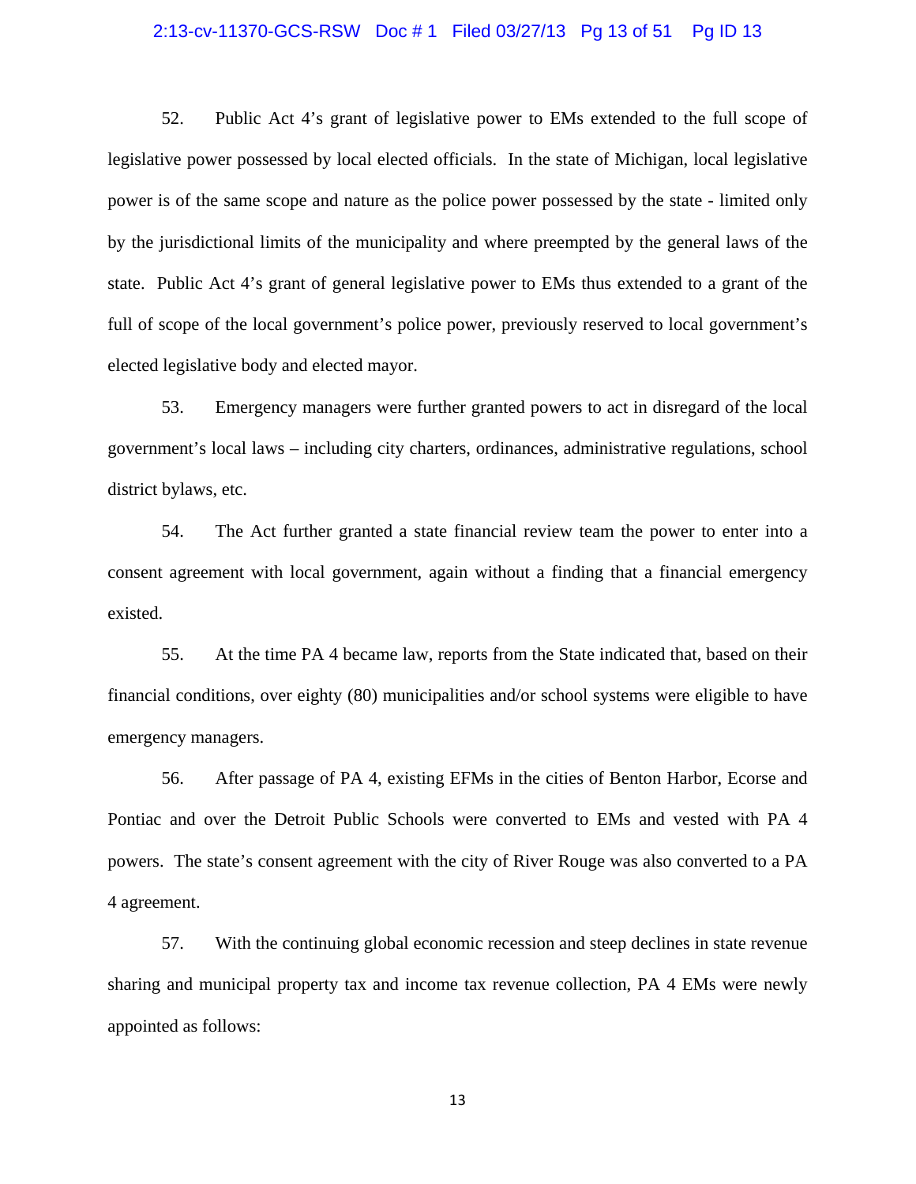52. Public Act 4's grant of legislative power to EMs extended to the full scope of legislative power possessed by local elected officials. In the state of Michigan, local legislative power is of the same scope and nature as the police power possessed by the state - limited only by the jurisdictional limits of the municipality and where preempted by the general laws of the state. Public Act 4's grant of general legislative power to EMs thus extended to a grant of the full of scope of the local government's police power, previously reserved to local government's elected legislative body and elected mayor.

53. Emergency managers were further granted powers to act in disregard of the local government's local laws – including city charters, ordinances, administrative regulations, school district bylaws, etc.

54. The Act further granted a state financial review team the power to enter into a consent agreement with local government, again without a finding that a financial emergency existed.

55. At the time PA 4 became law, reports from the State indicated that, based on their financial conditions, over eighty (80) municipalities and/or school systems were eligible to have emergency managers.

56. After passage of PA 4, existing EFMs in the cities of Benton Harbor, Ecorse and Pontiac and over the Detroit Public Schools were converted to EMs and vested with PA 4 powers. The state's consent agreement with the city of River Rouge was also converted to a PA 4 agreement.

57. With the continuing global economic recession and steep declines in state revenue sharing and municipal property tax and income tax revenue collection, PA 4 EMs were newly appointed as follows: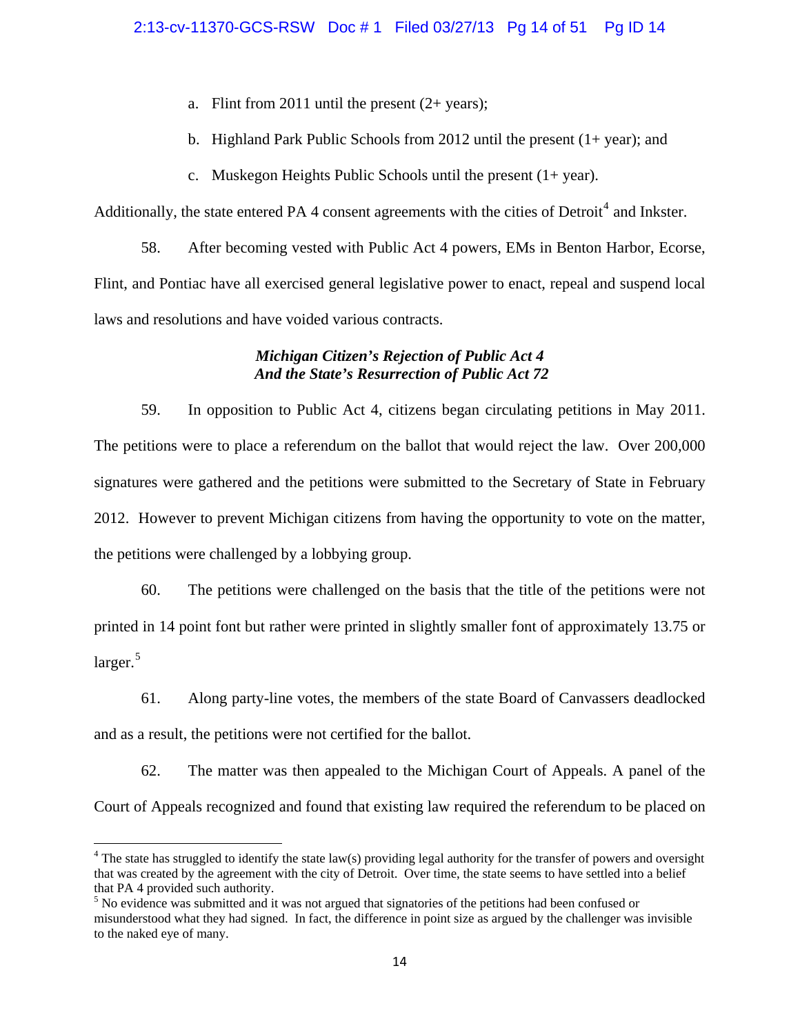a. Flint from 2011 until the present (2+ years);

b. Highland Park Public Schools from 2012 until the present (1+ year); and

c. Muskegon Heights Public Schools until the present (1+ year).

Additionally, the state entered PA 4 consent agreements with the cities of Detroit[4] and Inkster.

58. After becoming vested with Public Act 4 powers, EMs in Benton Harbor, Ecorse, Flint, and Pontiac have all exercised general legislative power to enact, repeal and suspend local laws and resolutions and have voided various contracts.

***Michigan Citizen's Rejection of Public Act 4***
***And the State's Resurrection of Public Act 72***

59. In opposition to Public Act 4, citizens began circulating petitions in May 2011. The petitions were to place a referendum on the ballot that would reject the law. Over 200,000 signatures were gathered and the petitions were submitted to the Secretary of State in February 2012. However to prevent Michigan citizens from having the opportunity to vote on the matter, the petitions were challenged by a lobbying group.

60. The petitions were challenged on the basis that the title of the petitions were not printed in 14 point font but rather were printed in slightly smaller font of approximately 13.75 or larger.[5]

61. Along party-line votes, the members of the state Board of Canvassers deadlocked and as a result, the petitions were not certified for the ballot.

62. The matter was then appealed to the Michigan Court of Appeals. A panel of the Court of Appeals recognized and found that existing law required the referendum to be placed on

---

[4] The state has struggled to identify the state law(s) providing legal authority for the transfer of powers and oversight that was created by the agreement with the city of Detroit. Over time, the state seems to have settled into a belief that PA 4 provided such authority.

[5] No evidence was submitted and it was not argued that signatories of the petitions had been confused or misunderstood what they had signed. In fact, the difference in point size as argued by the challenger was invisible to the naked eye of many.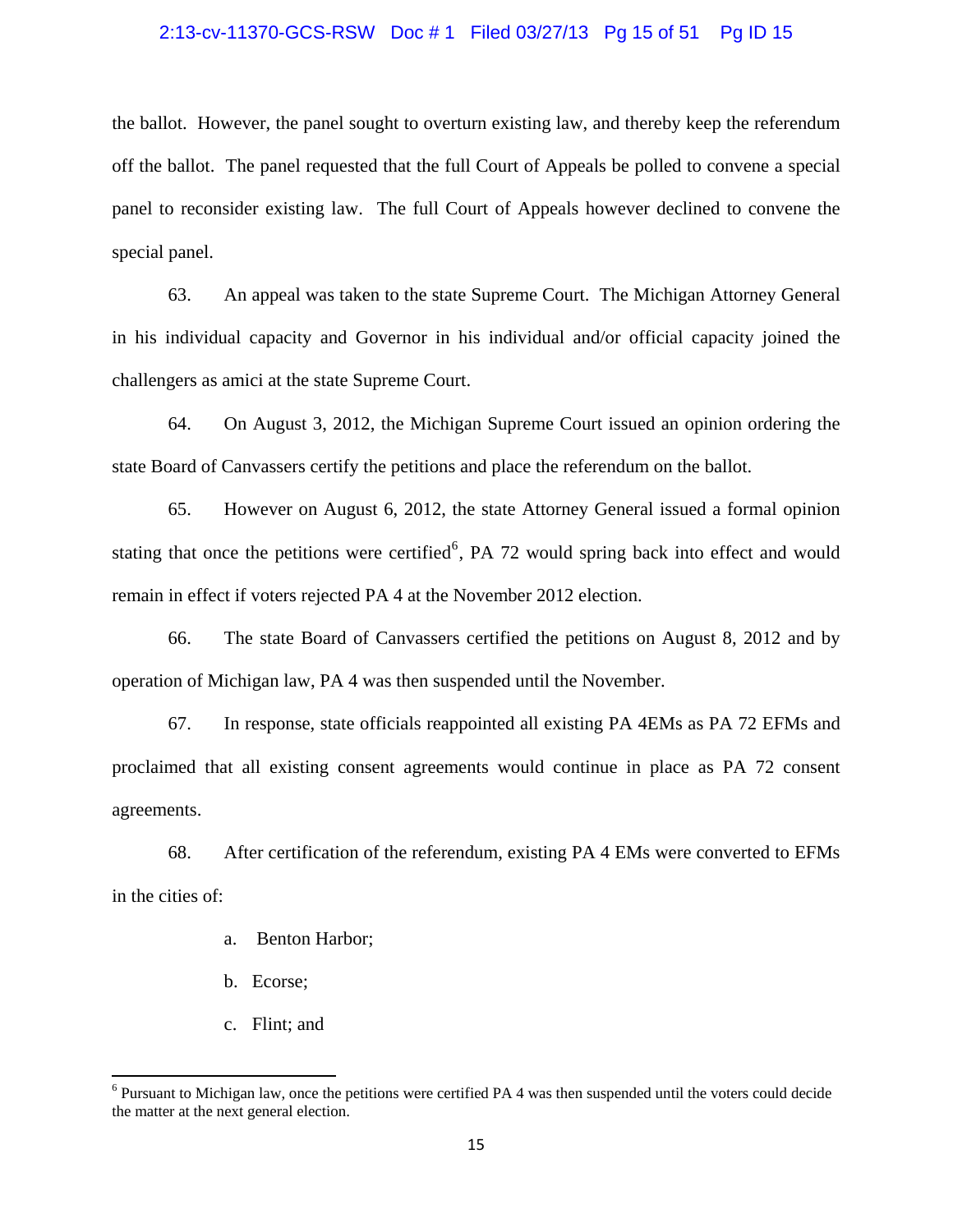the ballot. However, the panel sought to overturn existing law, and thereby keep the referendum off the ballot. The panel requested that the full Court of Appeals be polled to convene a special panel to reconsider existing law. The full Court of Appeals however declined to convene the special panel.

63. An appeal was taken to the state Supreme Court. The Michigan Attorney General in his individual capacity and Governor in his individual and/or official capacity joined the challengers as amici at the state Supreme Court.

64. On August 3, 2012, the Michigan Supreme Court issued an opinion ordering the state Board of Canvassers certify the petitions and place the referendum on the ballot.

65. However on August 6, 2012, the state Attorney General issued a formal opinion stating that once the petitions were certified[6], PA 72 would spring back into effect and would remain in effect if voters rejected PA 4 at the November 2012 election.

66. The state Board of Canvassers certified the petitions on August 8, 2012 and by operation of Michigan law, PA 4 was then suspended until the November.

67. In response, state officials reappointed all existing PA 4EMs as PA 72 EFMs and proclaimed that all existing consent agreements would continue in place as PA 72 consent agreements.

68. After certification of the referendum, existing PA 4 EMs were converted to EFMs in the cities of:

a. Benton Harbor;

b. Ecorse;

c. Flint; and

[6] Pursuant to Michigan law, once the petitions were certified PA 4 was then suspended until the voters could decide the matter at the next general election.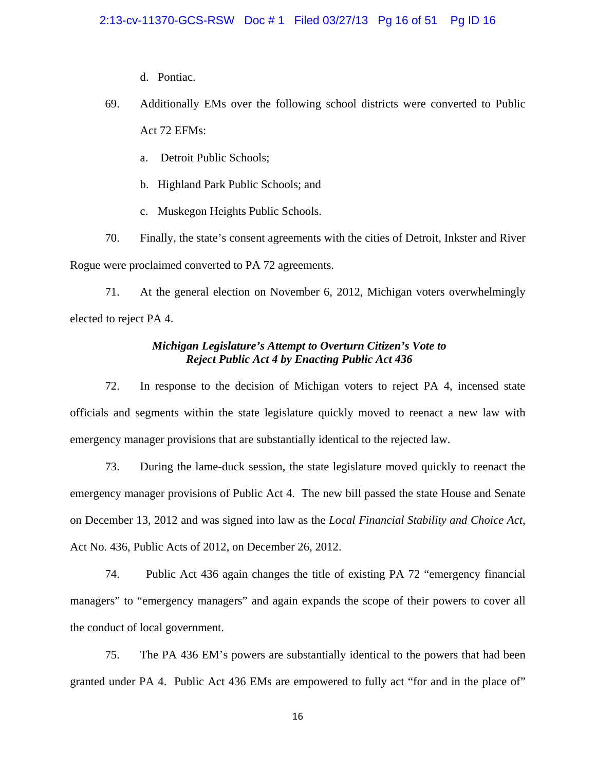d. Pontiac.

69. Additionally EMs over the following school districts were converted to Public Act 72 EFMs:

a. Detroit Public Schools;

b. Highland Park Public Schools; and

c. Muskegon Heights Public Schools.

70. Finally, the state's consent agreements with the cities of Detroit, Inkster and River Rouge were proclaimed converted to PA 72 agreements.

71. At the general election on November 6, 2012, Michigan voters overwhelmingly elected to reject PA 4.

### *Michigan Legislature's Attempt to Overturn Citizen's Vote to Reject Public Act 4 by Enacting Public Act 436*

72. In response to the decision of Michigan voters to reject PA 4, incensed state officials and segments within the state legislature quickly moved to reenact a new law with emergency manager provisions that are substantially identical to the rejected law.

73. During the lame-duck session, the state legislature moved quickly to reenact the emergency manager provisions of Public Act 4. The new bill passed the state House and Senate on December 13, 2012 and was signed into law as the *Local Financial Stability and Choice Act*, Act No. 436, Public Acts of 2012, on December 26, 2012.

74. Public Act 436 again changes the title of existing PA 72 "emergency financial managers" to "emergency managers" and again expands the scope of their powers to cover all the conduct of local government.

75. The PA 436 EM's powers are substantially identical to the powers that had been granted under PA 4. Public Act 436 EMs are empowered to fully act "for and in the place of"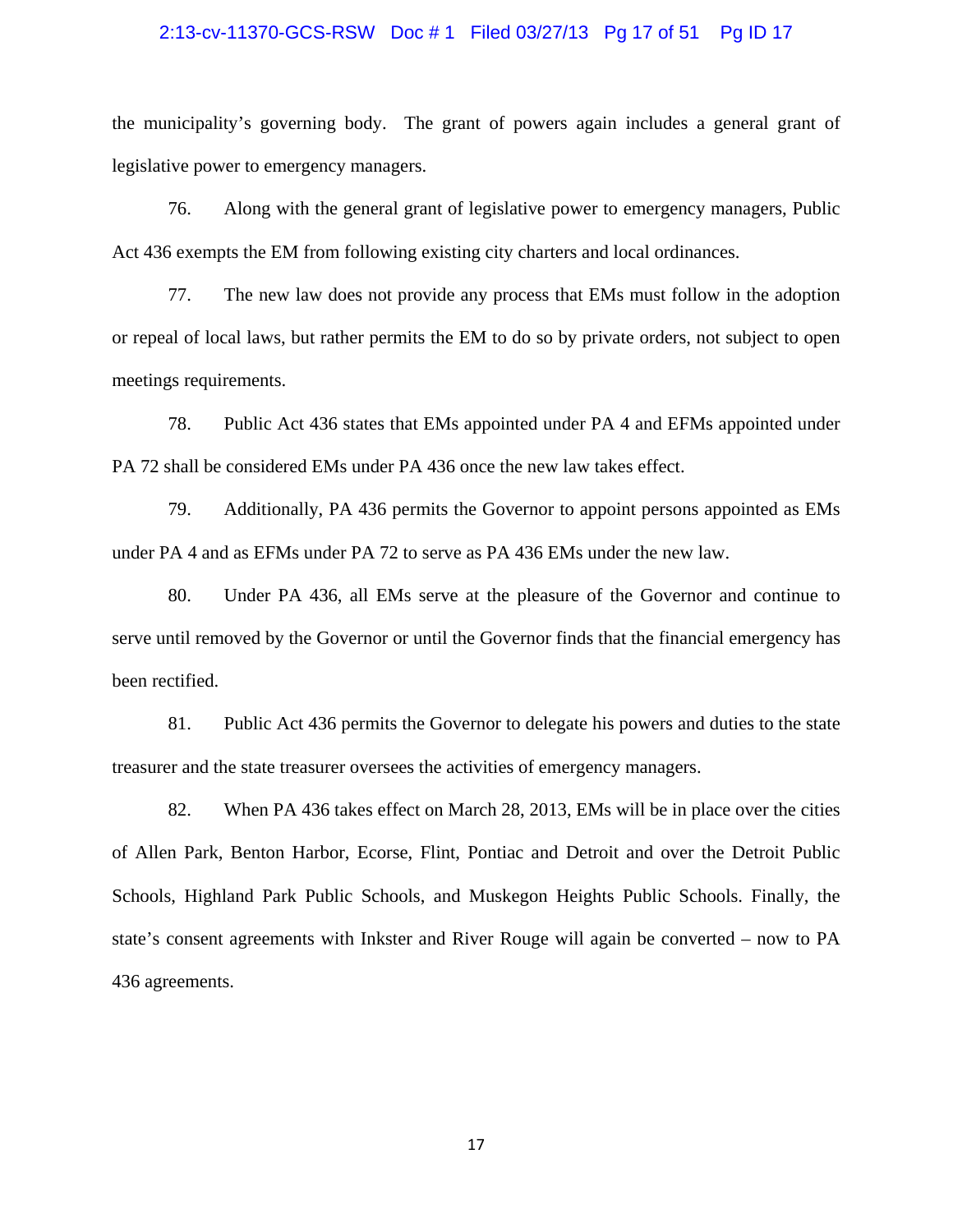the municipality's governing body. The grant of powers again includes a general grant of legislative power to emergency managers.

76. Along with the general grant of legislative power to emergency managers, Public Act 436 exempts the EM from following existing city charters and local ordinances.

77. The new law does not provide any process that EMs must follow in the adoption or repeal of local laws, but rather permits the EM to do so by private orders, not subject to open meetings requirements.

78. Public Act 436 states that EMs appointed under PA 4 and EFMs appointed under PA 72 shall be considered EMs under PA 436 once the new law takes effect.

79. Additionally, PA 436 permits the Governor to appoint persons appointed as EMs under PA 4 and as EFMs under PA 72 to serve as PA 436 EMs under the new law.

80. Under PA 436, all EMs serve at the pleasure of the Governor and continue to serve until removed by the Governor or until the Governor finds that the financial emergency has been rectified.

81. Public Act 436 permits the Governor to delegate his powers and duties to the state treasurer and the state treasurer oversees the activities of emergency managers.

82. When PA 436 takes effect on March 28, 2013, EMs will be in place over the cities of Allen Park, Benton Harbor, Ecorse, Flint, Pontiac and Detroit and over the Detroit Public Schools, Highland Park Public Schools, and Muskegon Heights Public Schools. Finally, the state's consent agreements with Inkster and River Rouge will again be converted – now to PA 436 agreements.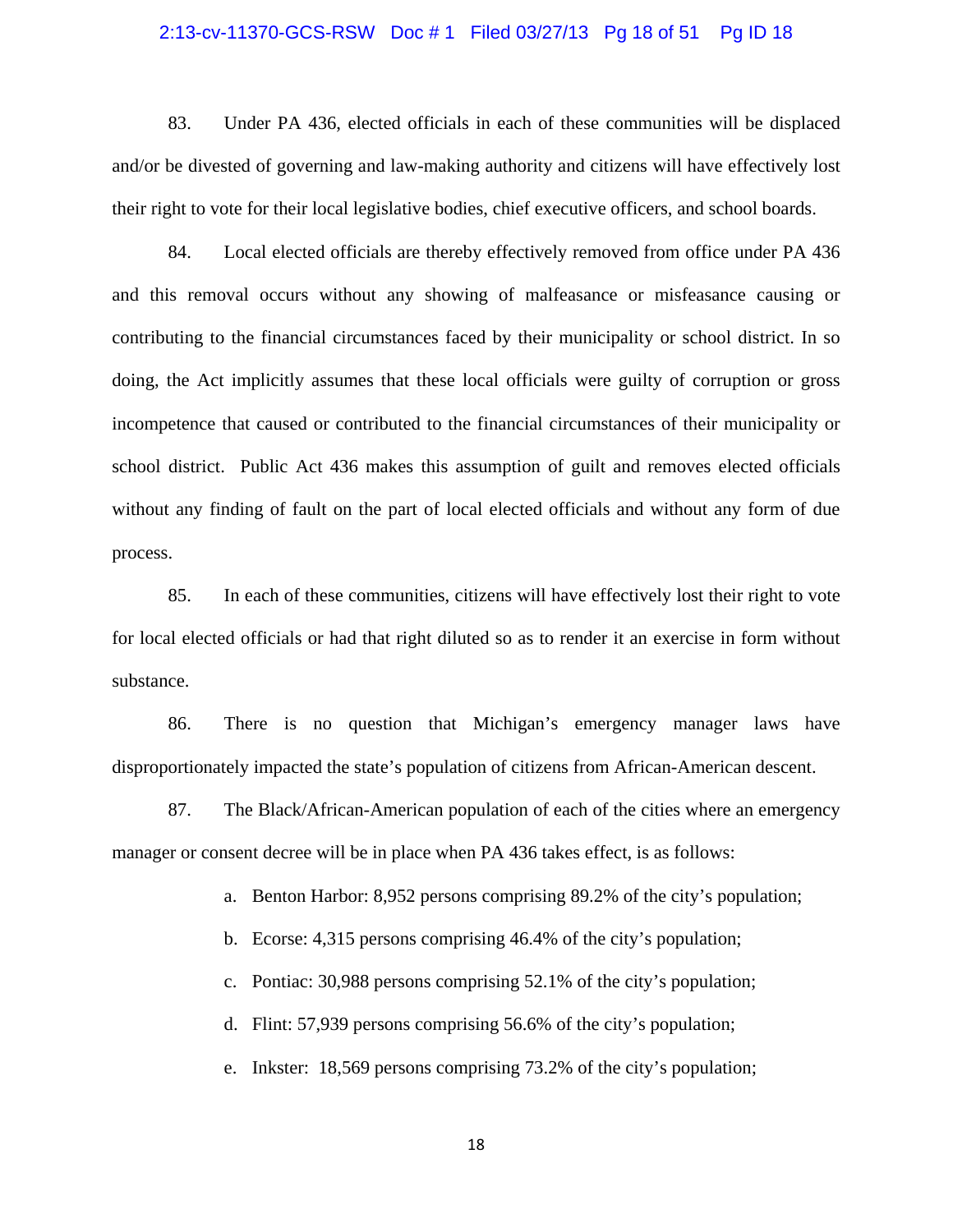83. Under PA 436, elected officials in each of these communities will be displaced and/or be divested of governing and law-making authority and citizens will have effectively lost their right to vote for their local legislative bodies, chief executive officers, and school boards.

84. Local elected officials are thereby effectively removed from office under PA 436 and this removal occurs without any showing of malfeasance or misfeasance causing or contributing to the financial circumstances faced by their municipality or school district. In so doing, the Act implicitly assumes that these local officials were guilty of corruption or gross incompetence that caused or contributed to the financial circumstances of their municipality or school district. Public Act 436 makes this assumption of guilt and removes elected officials without any finding of fault on the part of local elected officials and without any form of due process.

85. In each of these communities, citizens will have effectively lost their right to vote for local elected officials or had that right diluted so as to render it an exercise in form without substance.

86. There is no question that Michigan's emergency manager laws have disproportionately impacted the state's population of citizens from African-American descent.

87. The Black/African-American population of each of the cities where an emergency manager or consent decree will be in place when PA 436 takes effect, is as follows:

a. Benton Harbor: 8,952 persons comprising 89.2% of the city's population;

b. Ecorse: 4,315 persons comprising 46.4% of the city's population;

c. Pontiac: 30,988 persons comprising 52.1% of the city's population;

d. Flint: 57,939 persons comprising 56.6% of the city's population;

e. Inkster: 18,569 persons comprising 73.2% of the city's population;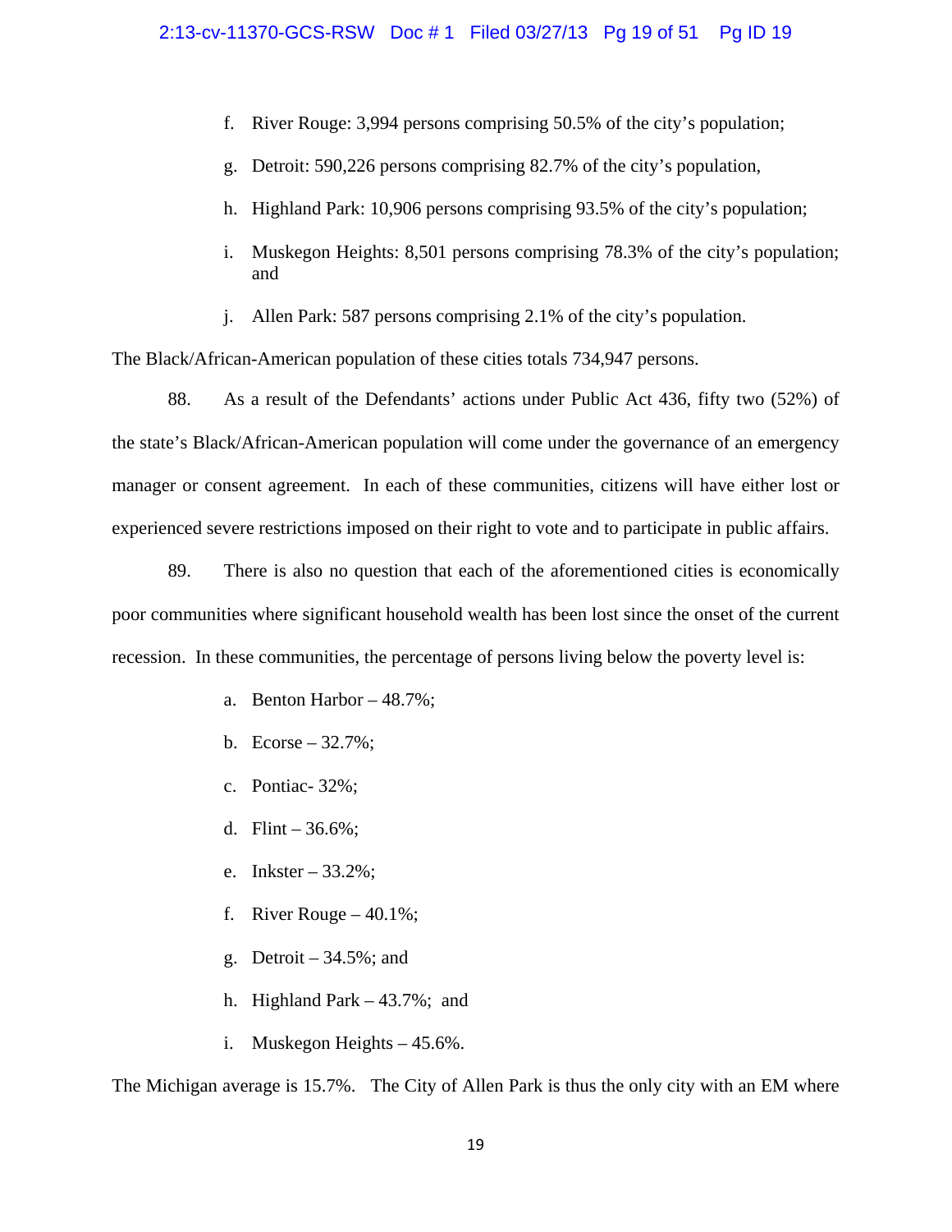f. River Rouge: 3,994 persons comprising 50.5% of the city's population;

g. Detroit: 590,226 persons comprising 82.7% of the city's population,

h. Highland Park: 10,906 persons comprising 93.5% of the city's population;

i. Muskegon Heights: 8,501 persons comprising 78.3% of the city's population; and

j. Allen Park: 587 persons comprising 2.1% of the city's population.

The Black/African-American population of these cities totals 734,947 persons.

88. As a result of the Defendants' actions under Public Act 436, fifty two (52%) of the state's Black/African-American population will come under the governance of an emergency manager or consent agreement. In each of these communities, citizens will have either lost or experienced severe restrictions imposed on their right to vote and to participate in public affairs.

89. There is also no question that each of the aforementioned cities is economically poor communities where significant household wealth has been lost since the onset of the current recession. In these communities, the percentage of persons living below the poverty level is:

a. Benton Harbor – 48.7%;

b. Ecorse – 32.7%;

c. Pontiac- 32%;

d. Flint – 36.6%;

e. Inkster – 33.2%;

f. River Rouge – 40.1%;

g. Detroit – 34.5%; and

h. Highland Park – 43.7%; and

i. Muskegon Heights – 45.6%.

The Michigan average is 15.7%. The City of Allen Park is thus the only city with an EM where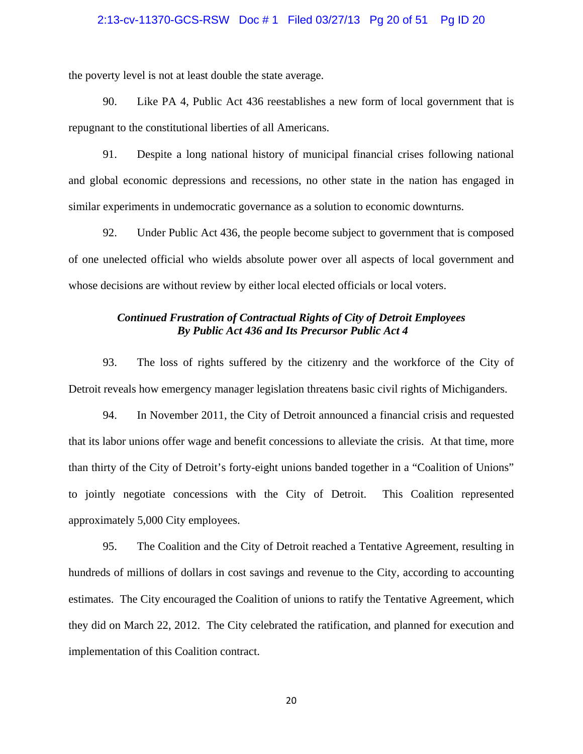the poverty level is not at least double the state average.

90. Like PA 4, Public Act 436 reestablishes a new form of local government that is repugnant to the constitutional liberties of all Americans.

91. Despite a long national history of municipal financial crises following national and global economic depressions and recessions, no other state in the nation has engaged in similar experiments in undemocratic governance as a solution to economic downturns.

92. Under Public Act 436, the people become subject to government that is composed of one unelected official who wields absolute power over all aspects of local government and whose decisions are without review by either local elected officials or local voters.

***Continued Frustration of Contractual Rights of City of Detroit Employees By Public Act 436 and Its Precursor Public Act 4***

93. The loss of rights suffered by the citizenry and the workforce of the City of Detroit reveals how emergency manager legislation threatens basic civil rights of Michiganders.

94. In November 2011, the City of Detroit announced a financial crisis and requested that its labor unions offer wage and benefit concessions to alleviate the crisis. At that time, more than thirty of the City of Detroit's forty-eight unions banded together in a "Coalition of Unions" to jointly negotiate concessions with the City of Detroit. This Coalition represented approximately 5,000 City employees.

95. The Coalition and the City of Detroit reached a Tentative Agreement, resulting in hundreds of millions of dollars in cost savings and revenue to the City, according to accounting estimates. The City encouraged the Coalition of unions to ratify the Tentative Agreement, which they did on March 22, 2012. The City celebrated the ratification, and planned for execution and implementation of this Coalition contract.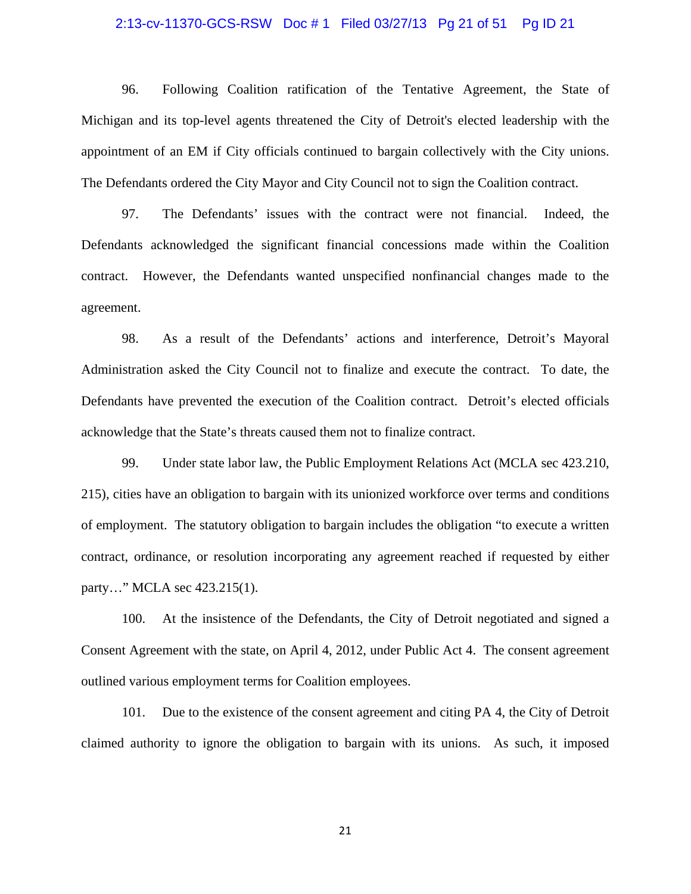96. Following Coalition ratification of the Tentative Agreement, the State of Michigan and its top-level agents threatened the City of Detroit's elected leadership with the appointment of an EM if City officials continued to bargain collectively with the City unions. The Defendants ordered the City Mayor and City Council not to sign the Coalition contract.

97. The Defendants' issues with the contract were not financial. Indeed, the Defendants acknowledged the significant financial concessions made within the Coalition contract. However, the Defendants wanted unspecified nonfinancial changes made to the agreement.

98. As a result of the Defendants' actions and interference, Detroit's Mayoral Administration asked the City Council not to finalize and execute the contract. To date, the Defendants have prevented the execution of the Coalition contract. Detroit's elected officials acknowledge that the State's threats caused them not to finalize contract.

99. Under state labor law, the Public Employment Relations Act (MCLA sec 423.210, 215), cities have an obligation to bargain with its unionized workforce over terms and conditions of employment. The statutory obligation to bargain includes the obligation "to execute a written contract, ordinance, or resolution incorporating any agreement reached if requested by either party…" MCLA sec 423.215(1).

100. At the insistence of the Defendants, the City of Detroit negotiated and signed a Consent Agreement with the state, on April 4, 2012, under Public Act 4. The consent agreement outlined various employment terms for Coalition employees.

101. Due to the existence of the consent agreement and citing PA 4, the City of Detroit claimed authority to ignore the obligation to bargain with its unions. As such, it imposed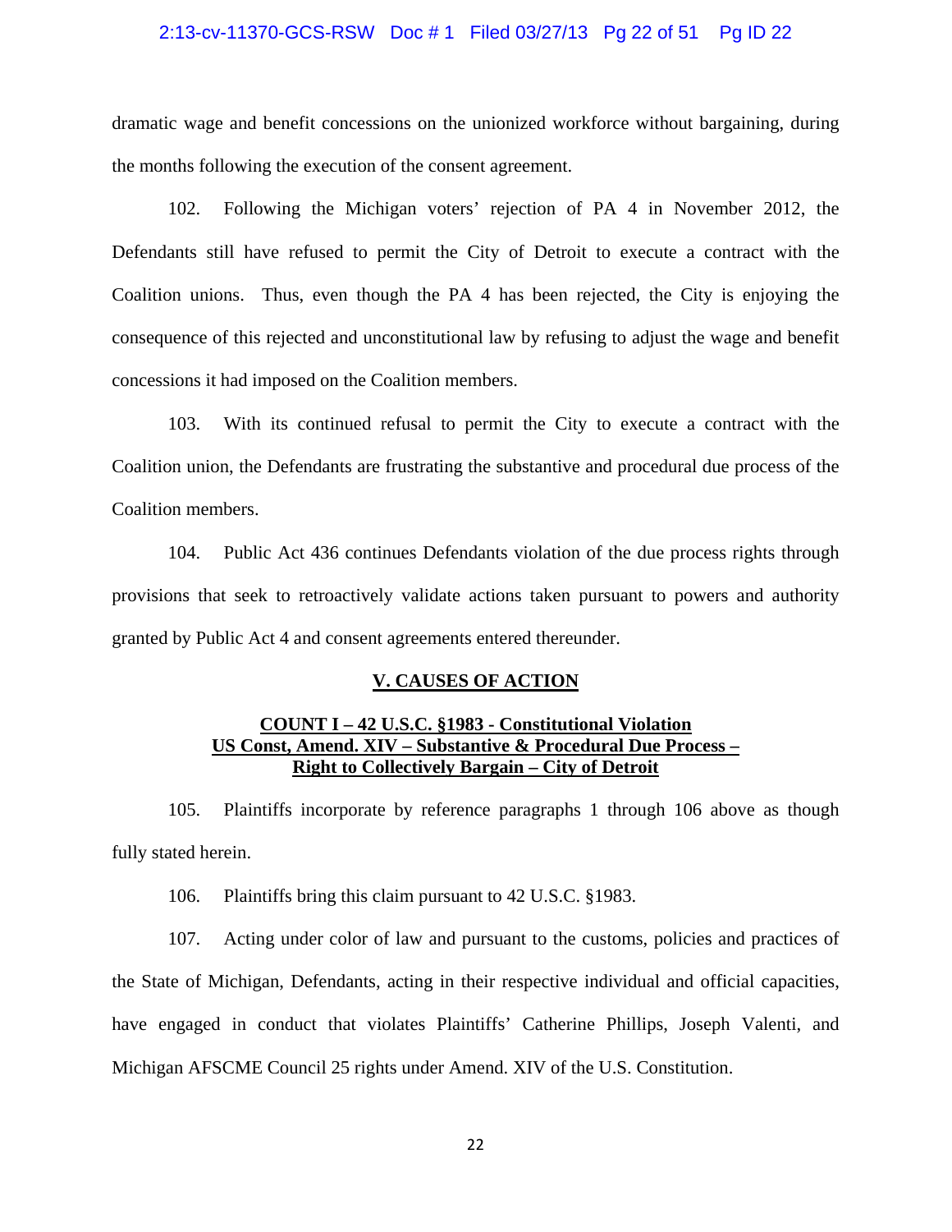dramatic wage and benefit concessions on the unionized workforce without bargaining, during the months following the execution of the consent agreement.

102. Following the Michigan voters' rejection of PA 4 in November 2012, the Defendants still have refused to permit the City of Detroit to execute a contract with the Coalition unions. Thus, even though the PA 4 has been rejected, the City is enjoying the consequence of this rejected and unconstitutional law by refusing to adjust the wage and benefit concessions it had imposed on the Coalition members.

103. With its continued refusal to permit the City to execute a contract with the Coalition union, the Defendants are frustrating the substantive and procedural due process of the Coalition members.

104. Public Act 436 continues Defendants violation of the due process rights through provisions that seek to retroactively validate actions taken pursuant to powers and authority granted by Public Act 4 and consent agreements entered thereunder.

## V. CAUSES OF ACTION

### COUNT I – 42 U.S.C. §1983 - Constitutional Violation US Const, Amend. XIV – Substantive & Procedural Due Process – Right to Collectively Bargain – City of Detroit

105. Plaintiffs incorporate by reference paragraphs 1 through 106 above as though fully stated herein.

106. Plaintiffs bring this claim pursuant to 42 U.S.C. §1983.

107. Acting under color of law and pursuant to the customs, policies and practices of the State of Michigan, Defendants, acting in their respective individual and official capacities, have engaged in conduct that violates Plaintiffs' Catherine Phillips, Joseph Valenti, and Michigan AFSCME Council 25 rights under Amend. XIV of the U.S. Constitution.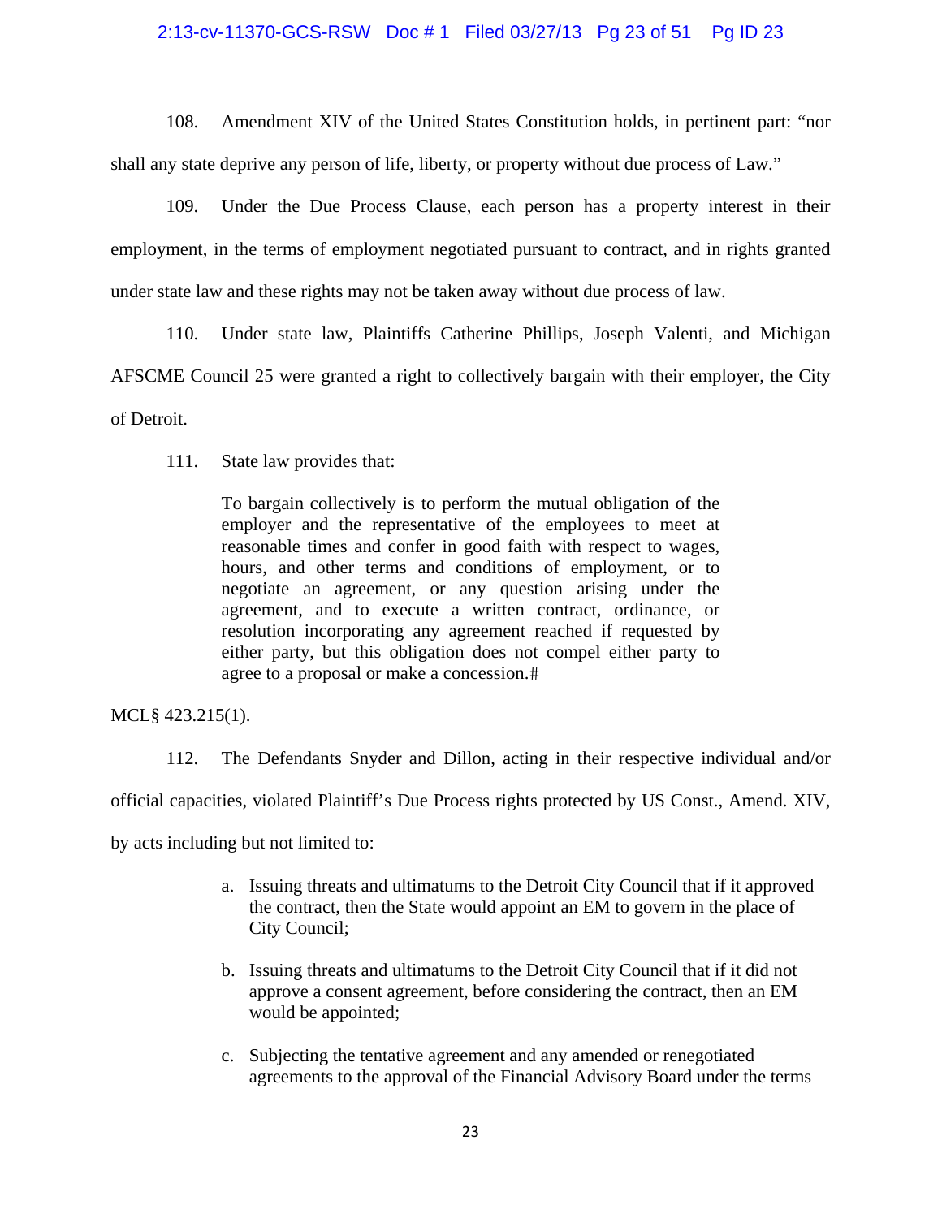108. Amendment XIV of the United States Constitution holds, in pertinent part: "nor shall any state deprive any person of life, liberty, or property without due process of Law."

109. Under the Due Process Clause, each person has a property interest in their employment, in the terms of employment negotiated pursuant to contract, and in rights granted under state law and these rights may not be taken away without due process of law.

110. Under state law, Plaintiffs Catherine Phillips, Joseph Valenti, and Michigan AFSCME Council 25 were granted a right to collectively bargain with their employer, the City of Detroit.

111. State law provides that:

> To bargain collectively is to perform the mutual obligation of the employer and the representative of the employees to meet at reasonable times and confer in good faith with respect to wages, hours, and other terms and conditions of employment, or to negotiate an agreement, or any question arising under the agreement, and to execute a written contract, ordinance, or resolution incorporating any agreement reached if requested by either party, but this obligation does not compel either party to agree to a proposal or make a concession.#

MCL§ 423.215(1).

112. The Defendants Snyder and Dillon, acting in their respective individual and/or official capacities, violated Plaintiff's Due Process rights protected by US Const., Amend. XIV, by acts including but not limited to:

a. Issuing threats and ultimatums to the Detroit City Council that if it approved the contract, then the State would appoint an EM to govern in the place of City Council;

b. Issuing threats and ultimatums to the Detroit City Council that if it did not approve a consent agreement, before considering the contract, then an EM would be appointed;

c. Subjecting the tentative agreement and any amended or renegotiated agreements to the approval of the Financial Advisory Board under the terms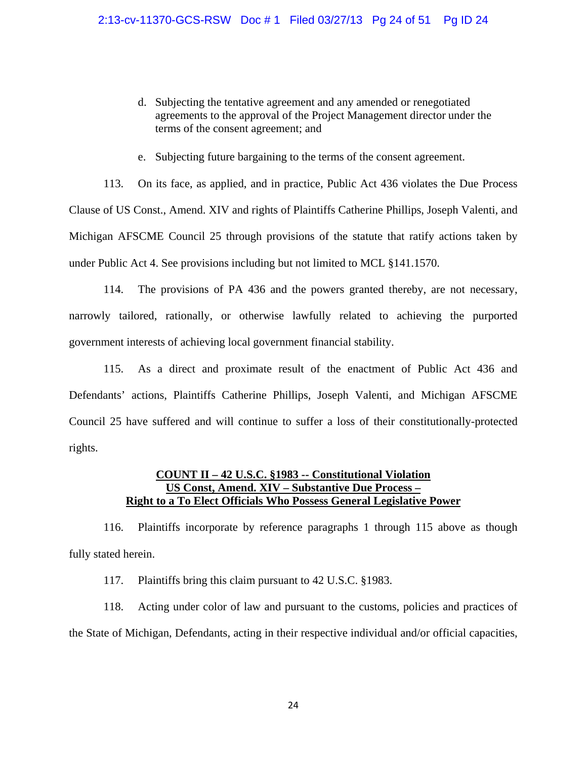d. Subjecting the tentative agreement and any amended or renegotiated agreements to the approval of the Project Management director under the terms of the consent agreement; and

e. Subjecting future bargaining to the terms of the consent agreement.

113. On its face, as applied, and in practice, Public Act 436 violates the Due Process Clause of US Const., Amend. XIV and rights of Plaintiffs Catherine Phillips, Joseph Valenti, and Michigan AFSCME Council 25 through provisions of the statute that ratify actions taken by under Public Act 4. See provisions including but not limited to MCL §141.1570.

114. The provisions of PA 436 and the powers granted thereby, are not necessary, narrowly tailored, rationally, or otherwise lawfully related to achieving the purported government interests of achieving local government financial stability.

115. As a direct and proximate result of the enactment of Public Act 436 and Defendants' actions, Plaintiffs Catherine Phillips, Joseph Valenti, and Michigan AFSCME Council 25 have suffered and will continue to suffer a loss of their constitutionally-protected rights.

**COUNT II – 42 U.S.C. §1983 -- Constitutional Violation**
**US Const, Amend. XIV – Substantive Due Process –**
**Right to a To Elect Officials Who Possess General Legislative Power**

116. Plaintiffs incorporate by reference paragraphs 1 through 115 above as though fully stated herein.

117. Plaintiffs bring this claim pursuant to 42 U.S.C. §1983.

118. Acting under color of law and pursuant to the customs, policies and practices of the State of Michigan, Defendants, acting in their respective individual and/or official capacities,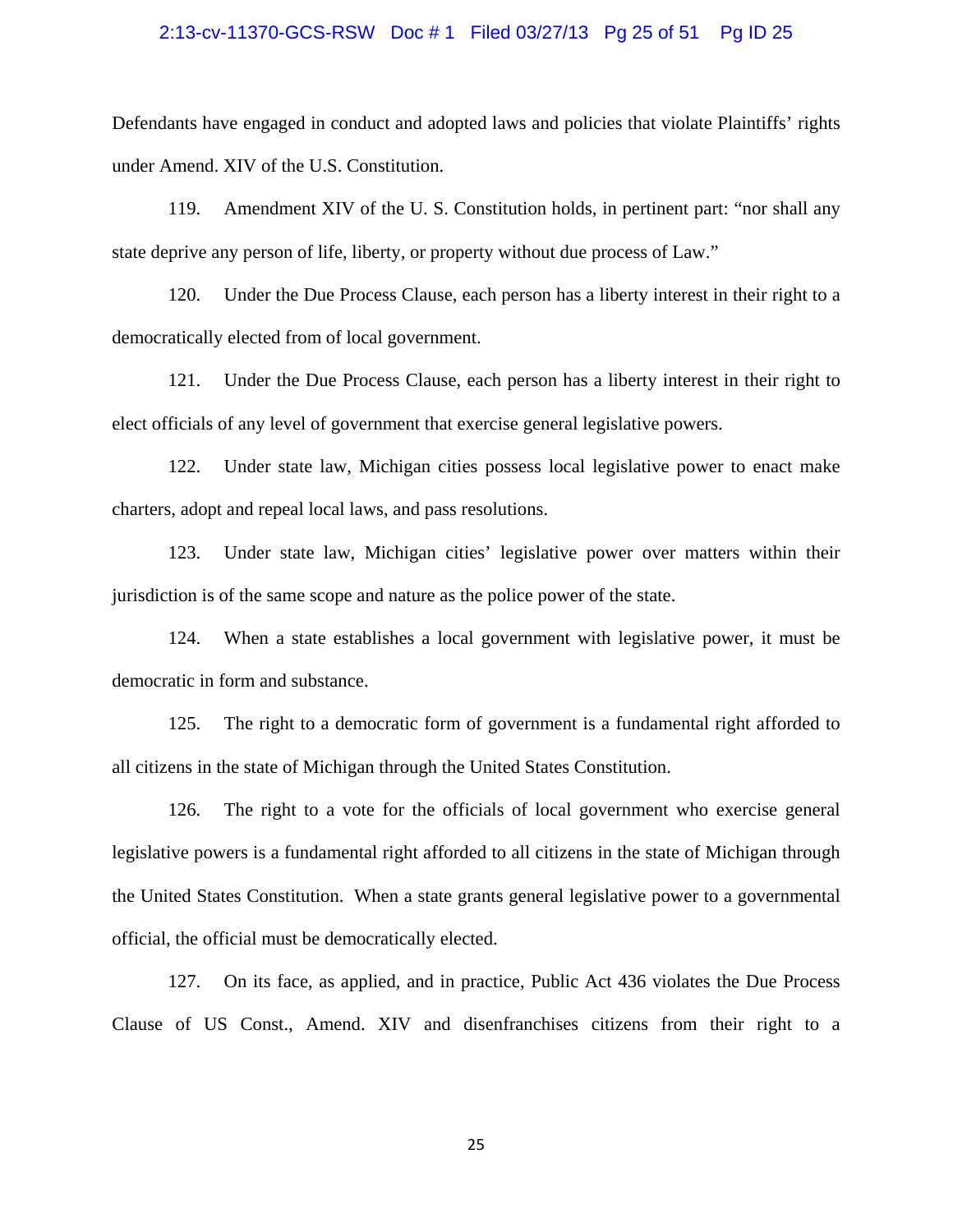Defendants have engaged in conduct and adopted laws and policies that violate Plaintiffs' rights under Amend. XIV of the U.S. Constitution.

119. Amendment XIV of the U. S. Constitution holds, in pertinent part: "nor shall any state deprive any person of life, liberty, or property without due process of Law."

120. Under the Due Process Clause, each person has a liberty interest in their right to a democratically elected from of local government.

121. Under the Due Process Clause, each person has a liberty interest in their right to elect officials of any level of government that exercise general legislative powers.

122. Under state law, Michigan cities possess local legislative power to enact make charters, adopt and repeal local laws, and pass resolutions.

123. Under state law, Michigan cities' legislative power over matters within their jurisdiction is of the same scope and nature as the police power of the state.

124. When a state establishes a local government with legislative power, it must be democratic in form and substance.

125. The right to a democratic form of government is a fundamental right afforded to all citizens in the state of Michigan through the United States Constitution.

126. The right to a vote for the officials of local government who exercise general legislative powers is a fundamental right afforded to all citizens in the state of Michigan through the United States Constitution. When a state grants general legislative power to a governmental official, the official must be democratically elected.

127. On its face, as applied, and in practice, Public Act 436 violates the Due Process Clause of US Const., Amend. XIV and disenfranchises citizens from their right to a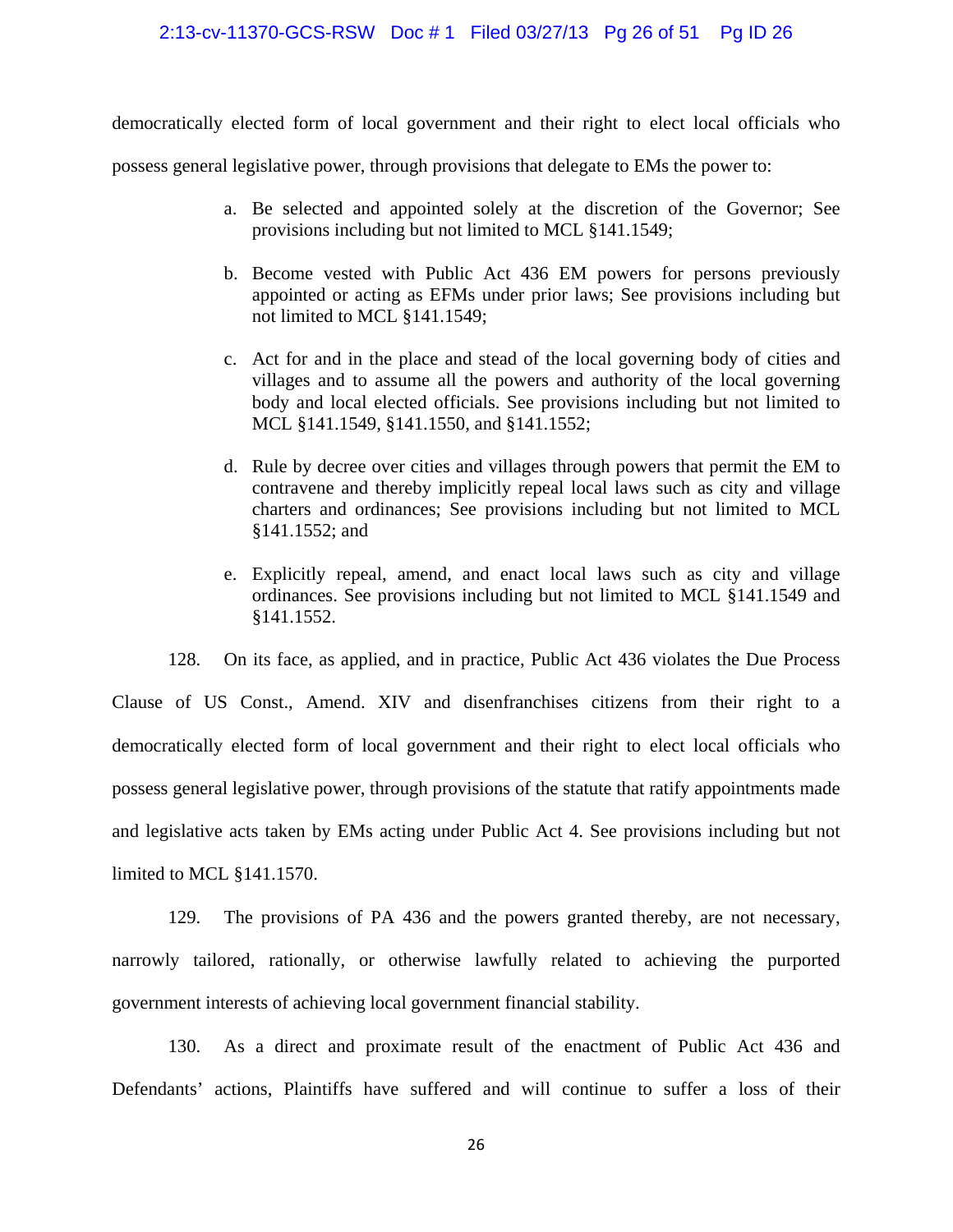democratically elected form of local government and their right to elect local officials who possess general legislative power, through provisions that delegate to EMs the power to:

a. Be selected and appointed solely at the discretion of the Governor; See provisions including but not limited to MCL §141.1549;

b. Become vested with Public Act 436 EM powers for persons previously appointed or acting as EFMs under prior laws; See provisions including but not limited to MCL §141.1549;

c. Act for and in the place and stead of the local governing body of cities and villages and to assume all the powers and authority of the local governing body and local elected officials. See provisions including but not limited to MCL §141.1549, §141.1550, and §141.1552;

d. Rule by decree over cities and villages through powers that permit the EM to contravene and thereby implicitly repeal local laws such as city and village charters and ordinances; See provisions including but not limited to MCL §141.1552; and

e. Explicitly repeal, amend, and enact local laws such as city and village ordinances. See provisions including but not limited to MCL §141.1549 and §141.1552.

128. On its face, as applied, and in practice, Public Act 436 violates the Due Process Clause of US Const., Amend. XIV and disenfranchises citizens from their right to a democratically elected form of local government and their right to elect local officials who possess general legislative power, through provisions of the statute that ratify appointments made and legislative acts taken by EMs acting under Public Act 4. See provisions including but not limited to MCL §141.1570.

129. The provisions of PA 436 and the powers granted thereby, are not necessary, narrowly tailored, rationally, or otherwise lawfully related to achieving the purported government interests of achieving local government financial stability.

130. As a direct and proximate result of the enactment of Public Act 436 and Defendants' actions, Plaintiffs have suffered and will continue to suffer a loss of their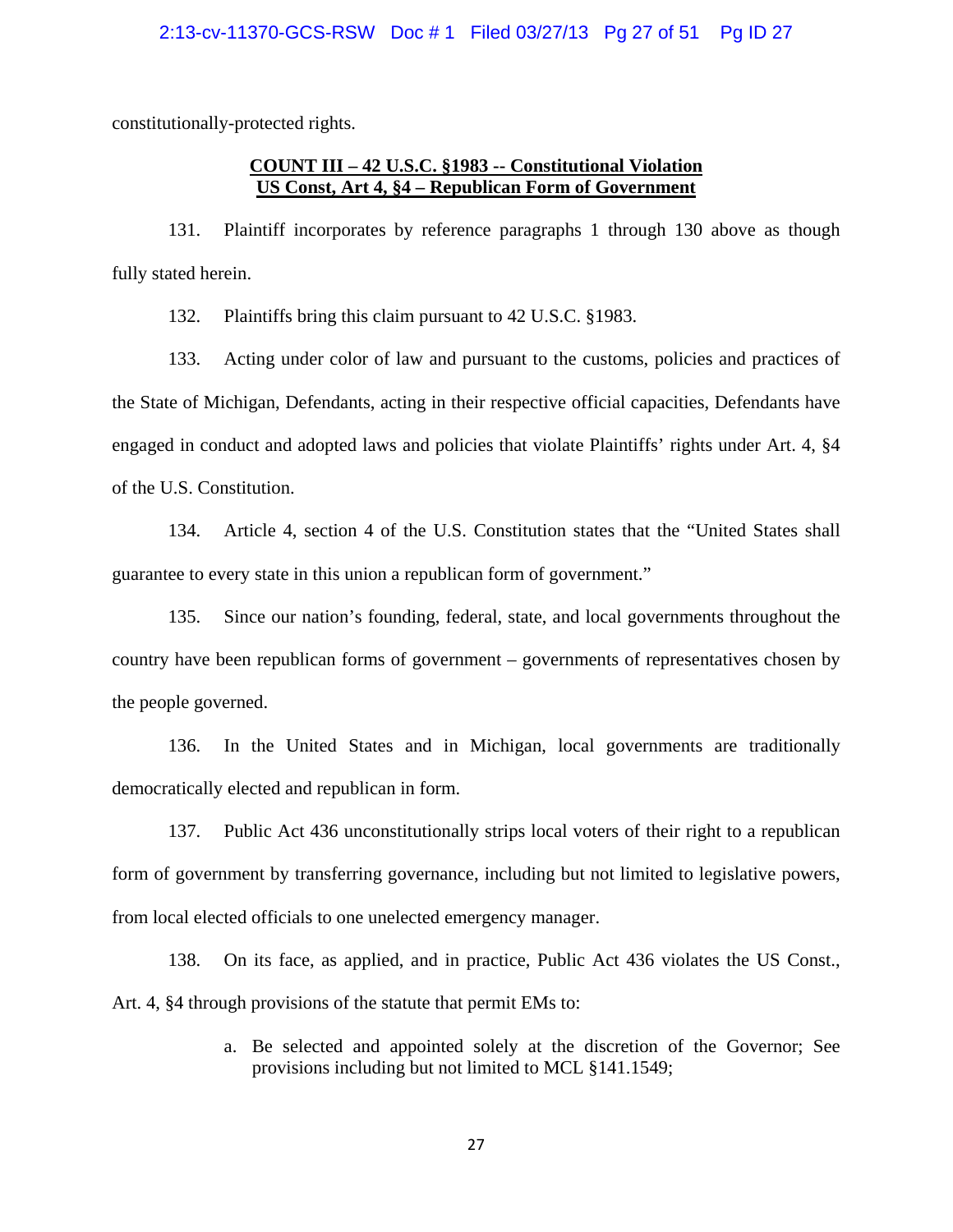constitutionally-protected rights.

**COUNT III – 42 U.S.C. §1983 -- Constitutional Violation**
**US Const, Art 4, §4 – Republican Form of Government**

131. Plaintiff incorporates by reference paragraphs 1 through 130 above as though fully stated herein.

132. Plaintiffs bring this claim pursuant to 42 U.S.C. §1983.

133. Acting under color of law and pursuant to the customs, policies and practices of the State of Michigan, Defendants, acting in their respective official capacities, Defendants have engaged in conduct and adopted laws and policies that violate Plaintiffs' rights under Art. 4, §4 of the U.S. Constitution.

134. Article 4, section 4 of the U.S. Constitution states that the "United States shall guarantee to every state in this union a republican form of government."

135. Since our nation's founding, federal, state, and local governments throughout the country have been republican forms of government – governments of representatives chosen by the people governed.

136. In the United States and in Michigan, local governments are traditionally democratically elected and republican in form.

137. Public Act 436 unconstitutionally strips local voters of their right to a republican form of government by transferring governance, including but not limited to legislative powers, from local elected officials to one unelected emergency manager.

138. On its face, as applied, and in practice, Public Act 436 violates the US Const., Art. 4, §4 through provisions of the statute that permit EMs to:

a. Be selected and appointed solely at the discretion of the Governor; See provisions including but not limited to MCL §141.1549;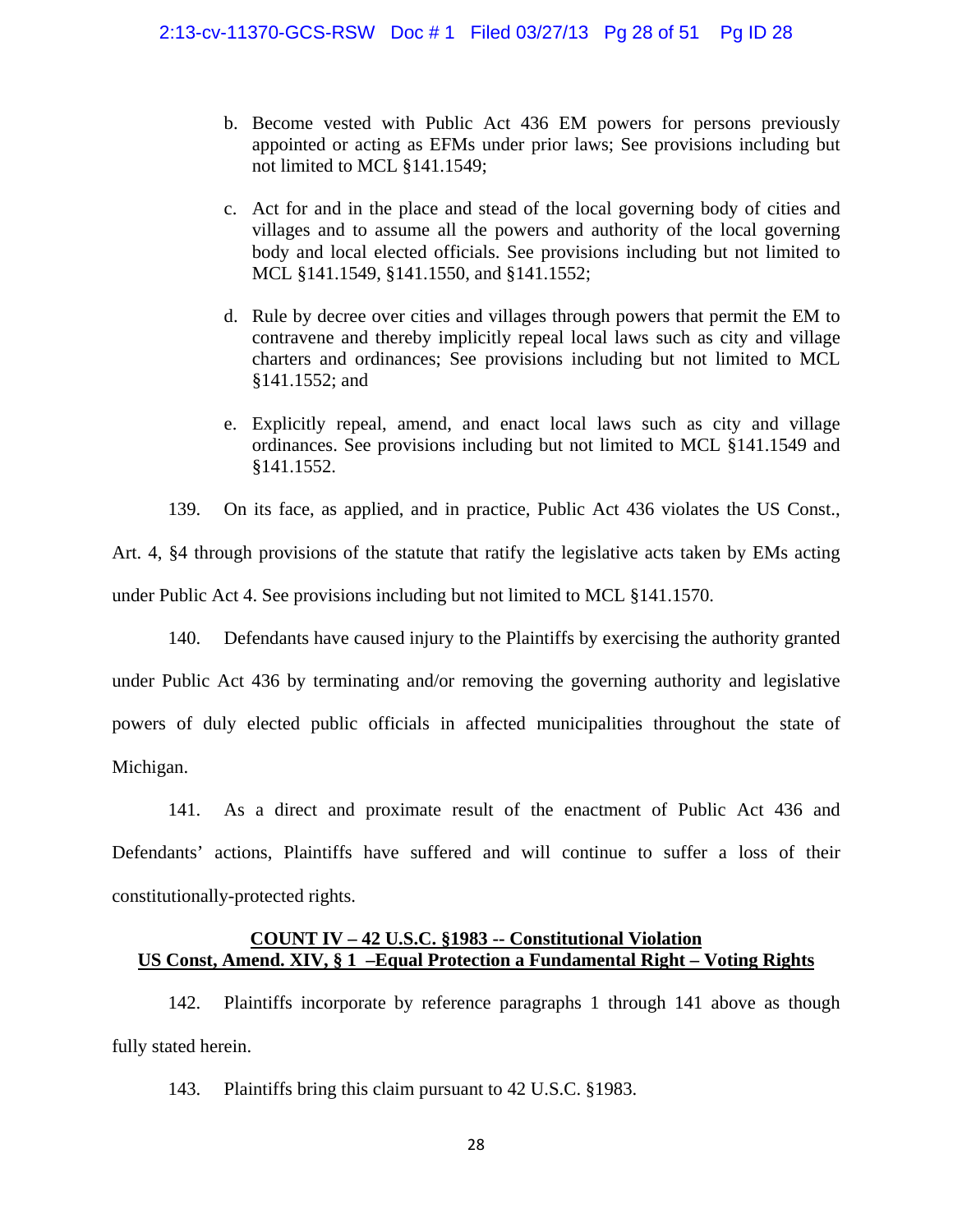b. Become vested with Public Act 436 EM powers for persons previously appointed or acting as EFMs under prior laws; See provisions including but not limited to MCL §141.1549;

c. Act for and in the place and stead of the local governing body of cities and villages and to assume all the powers and authority of the local governing body and local elected officials. See provisions including but not limited to MCL §141.1549, §141.1550, and §141.1552;

d. Rule by decree over cities and villages through powers that permit the EM to contravene and thereby implicitly repeal local laws such as city and village charters and ordinances; See provisions including but not limited to MCL §141.1552; and

e. Explicitly repeal, amend, and enact local laws such as city and village ordinances. See provisions including but not limited to MCL §141.1549 and §141.1552.

139. On its face, as applied, and in practice, Public Act 436 violates the US Const., Art. 4, §4 through provisions of the statute that ratify the legislative acts taken by EMs acting under Public Act 4. See provisions including but not limited to MCL §141.1570.

140. Defendants have caused injury to the Plaintiffs by exercising the authority granted under Public Act 436 by terminating and/or removing the governing authority and legislative powers of duly elected public officials in affected municipalities throughout the state of Michigan.

141. As a direct and proximate result of the enactment of Public Act 436 and Defendants' actions, Plaintiffs have suffered and will continue to suffer a loss of their constitutionally-protected rights.

**COUNT IV – 42 U.S.C. §1983 -- Constitutional Violation**
**US Const, Amend. XIV, § 1 –Equal Protection a Fundamental Right – Voting Rights**

142. Plaintiffs incorporate by reference paragraphs 1 through 141 above as though fully stated herein.

143. Plaintiffs bring this claim pursuant to 42 U.S.C. §1983.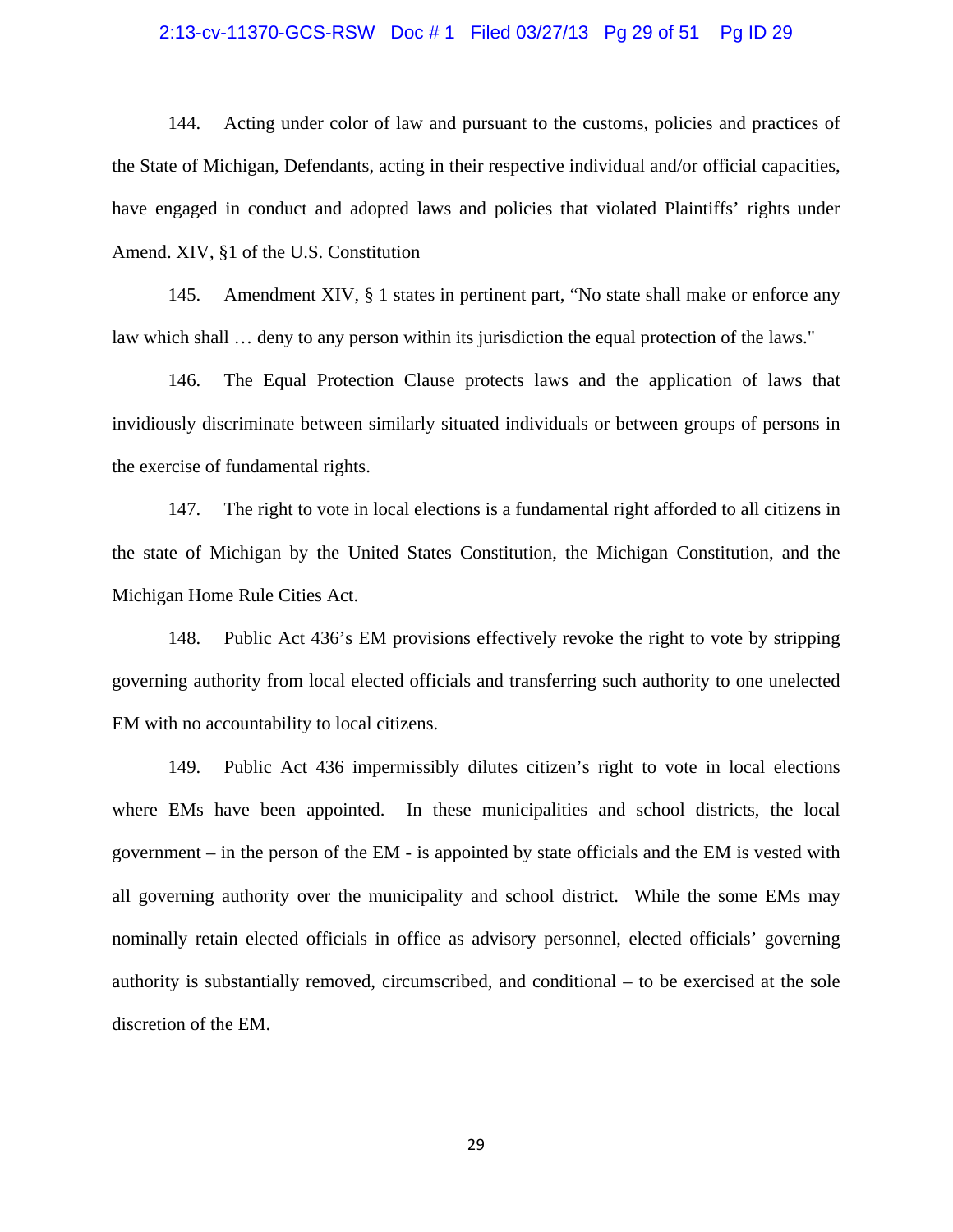144. Acting under color of law and pursuant to the customs, policies and practices of the State of Michigan, Defendants, acting in their respective individual and/or official capacities, have engaged in conduct and adopted laws and policies that violated Plaintiffs' rights under Amend. XIV, §1 of the U.S. Constitution

145. Amendment XIV, § 1 states in pertinent part, "No state shall make or enforce any law which shall … deny to any person within its jurisdiction the equal protection of the laws."

146. The Equal Protection Clause protects laws and the application of laws that invidiously discriminate between similarly situated individuals or between groups of persons in the exercise of fundamental rights.

147. The right to vote in local elections is a fundamental right afforded to all citizens in the state of Michigan by the United States Constitution, the Michigan Constitution, and the Michigan Home Rule Cities Act.

148. Public Act 436's EM provisions effectively revoke the right to vote by stripping governing authority from local elected officials and transferring such authority to one unelected EM with no accountability to local citizens.

149. Public Act 436 impermissibly dilutes citizen's right to vote in local elections where EMs have been appointed. In these municipalities and school districts, the local government – in the person of the EM - is appointed by state officials and the EM is vested with all governing authority over the municipality and school district. While the some EMs may nominally retain elected officials in office as advisory personnel, elected officials' governing authority is substantially removed, circumscribed, and conditional – to be exercised at the sole discretion of the EM.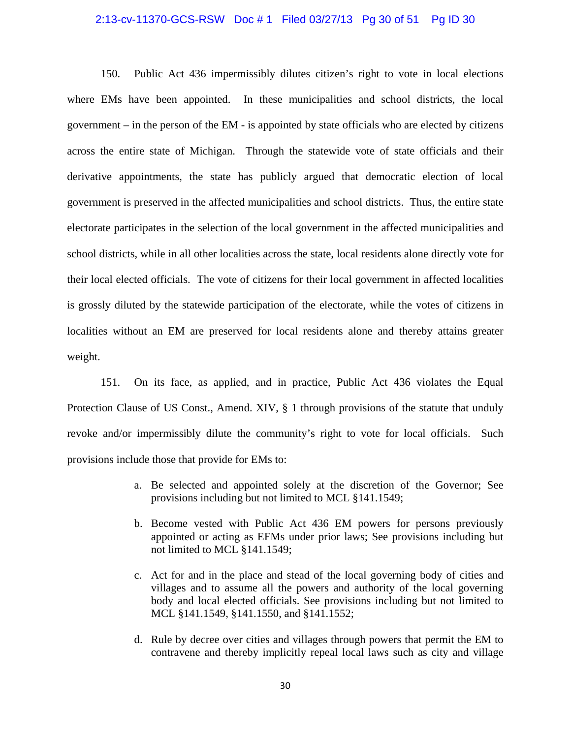150. Public Act 436 impermissibly dilutes citizen's right to vote in local elections where EMs have been appointed. In these municipalities and school districts, the local government – in the person of the EM - is appointed by state officials who are elected by citizens across the entire state of Michigan. Through the statewide vote of state officials and their derivative appointments, the state has publicly argued that democratic election of local government is preserved in the affected municipalities and school districts. Thus, the entire state electorate participates in the selection of the local government in the affected municipalities and school districts, while in all other localities across the state, local residents alone directly vote for their local elected officials. The vote of citizens for their local government in affected localities is grossly diluted by the statewide participation of the electorate, while the votes of citizens in localities without an EM are preserved for local residents alone and thereby attains greater weight.

151. On its face, as applied, and in practice, Public Act 436 violates the Equal Protection Clause of US Const., Amend. XIV, § 1 through provisions of the statute that unduly revoke and/or impermissibly dilute the community's right to vote for local officials. Such provisions include those that provide for EMs to:

a. Be selected and appointed solely at the discretion of the Governor; See provisions including but not limited to MCL §141.1549;

b. Become vested with Public Act 436 EM powers for persons previously appointed or acting as EFMs under prior laws; See provisions including but not limited to MCL §141.1549;

c. Act for and in the place and stead of the local governing body of cities and villages and to assume all the powers and authority of the local governing body and local elected officials. See provisions including but not limited to MCL §141.1549, §141.1550, and §141.1552;

d. Rule by decree over cities and villages through powers that permit the EM to contravene and thereby implicitly repeal local laws such as city and village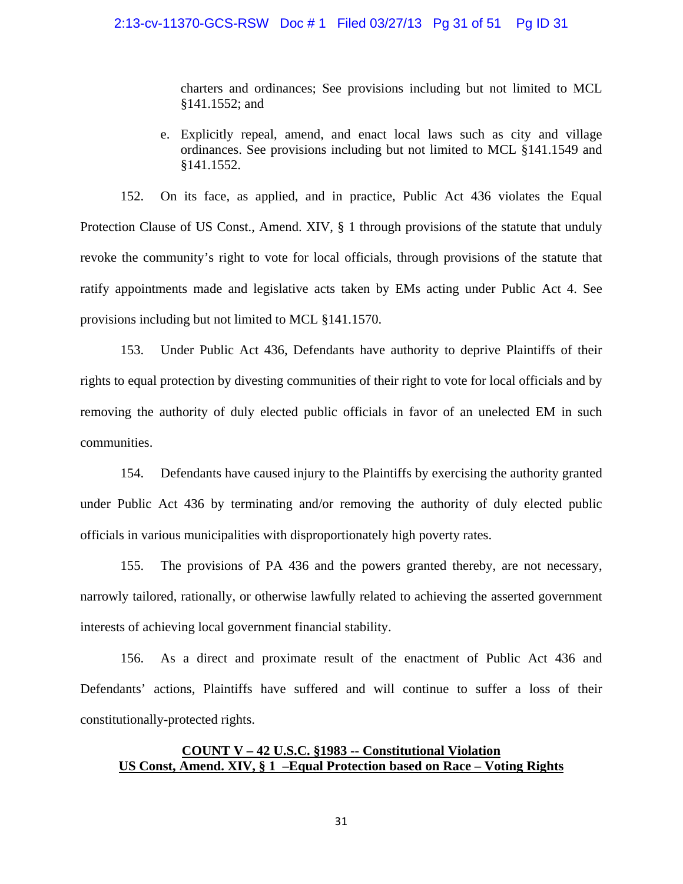charters and ordinances; See provisions including but not limited to MCL §141.1552; and

e. Explicitly repeal, amend, and enact local laws such as city and village ordinances. See provisions including but not limited to MCL §141.1549 and §141.1552.

152. On its face, as applied, and in practice, Public Act 436 violates the Equal Protection Clause of US Const., Amend. XIV, § 1 through provisions of the statute that unduly revoke the community's right to vote for local officials, through provisions of the statute that ratify appointments made and legislative acts taken by EMs acting under Public Act 4. See provisions including but not limited to MCL §141.1570.

153. Under Public Act 436, Defendants have authority to deprive Plaintiffs of their rights to equal protection by divesting communities of their right to vote for local officials and by removing the authority of duly elected public officials in favor of an unelected EM in such communities.

154. Defendants have caused injury to the Plaintiffs by exercising the authority granted under Public Act 436 by terminating and/or removing the authority of duly elected public officials in various municipalities with disproportionately high poverty rates.

155. The provisions of PA 436 and the powers granted thereby, are not necessary, narrowly tailored, rationally, or otherwise lawfully related to achieving the asserted government interests of achieving local government financial stability.

156. As a direct and proximate result of the enactment of Public Act 436 and Defendants' actions, Plaintiffs have suffered and will continue to suffer a loss of their constitutionally-protected rights.

**COUNT V – 42 U.S.C. §1983 -- Constitutional Violation**
**US Const, Amend. XIV, § 1 –Equal Protection based on Race – Voting Rights**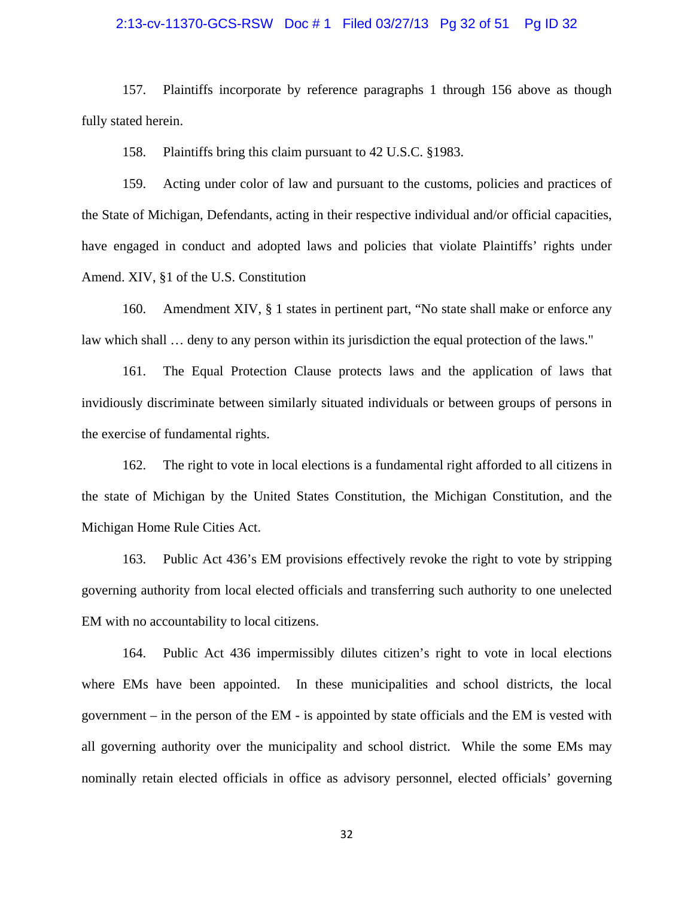157. Plaintiffs incorporate by reference paragraphs 1 through 156 above as though fully stated herein.

158. Plaintiffs bring this claim pursuant to 42 U.S.C. §1983.

159. Acting under color of law and pursuant to the customs, policies and practices of the State of Michigan, Defendants, acting in their respective individual and/or official capacities, have engaged in conduct and adopted laws and policies that violate Plaintiffs' rights under Amend. XIV, §1 of the U.S. Constitution

160. Amendment XIV, § 1 states in pertinent part, "No state shall make or enforce any law which shall … deny to any person within its jurisdiction the equal protection of the laws."

161. The Equal Protection Clause protects laws and the application of laws that invidiously discriminate between similarly situated individuals or between groups of persons in the exercise of fundamental rights.

162. The right to vote in local elections is a fundamental right afforded to all citizens in the state of Michigan by the United States Constitution, the Michigan Constitution, and the Michigan Home Rule Cities Act.

163. Public Act 436's EM provisions effectively revoke the right to vote by stripping governing authority from local elected officials and transferring such authority to one unelected EM with no accountability to local citizens.

164. Public Act 436 impermissibly dilutes citizen's right to vote in local elections where EMs have been appointed. In these municipalities and school districts, the local government – in the person of the EM - is appointed by state officials and the EM is vested with all governing authority over the municipality and school district. While the some EMs may nominally retain elected officials in office as advisory personnel, elected officials' governing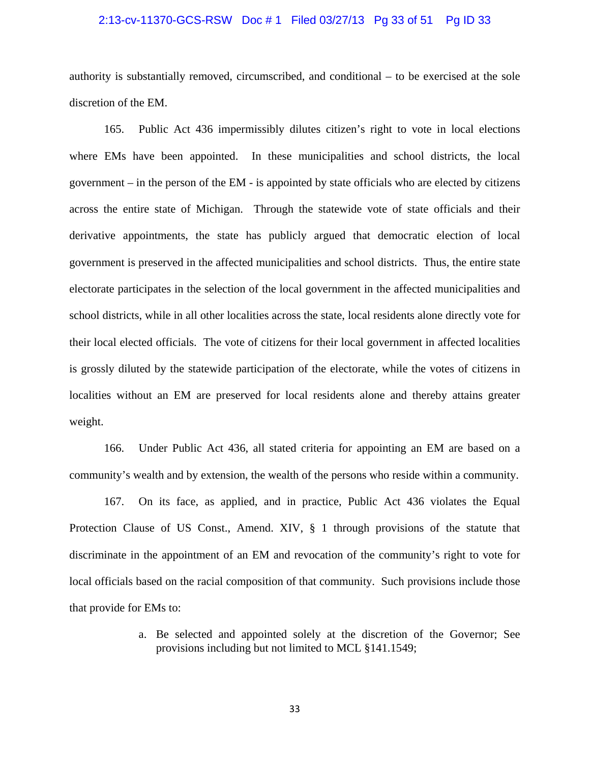authority is substantially removed, circumscribed, and conditional – to be exercised at the sole discretion of the EM.

165. Public Act 436 impermissibly dilutes citizen's right to vote in local elections where EMs have been appointed. In these municipalities and school districts, the local government – in the person of the EM - is appointed by state officials who are elected by citizens across the entire state of Michigan. Through the statewide vote of state officials and their derivative appointments, the state has publicly argued that democratic election of local government is preserved in the affected municipalities and school districts. Thus, the entire state electorate participates in the selection of the local government in the affected municipalities and school districts, while in all other localities across the state, local residents alone directly vote for their local elected officials. The vote of citizens for their local government in affected localities is grossly diluted by the statewide participation of the electorate, while the votes of citizens in localities without an EM are preserved for local residents alone and thereby attains greater weight.

166. Under Public Act 436, all stated criteria for appointing an EM are based on a community's wealth and by extension, the wealth of the persons who reside within a community.

167. On its face, as applied, and in practice, Public Act 436 violates the Equal Protection Clause of US Const., Amend. XIV, § 1 through provisions of the statute that discriminate in the appointment of an EM and revocation of the community's right to vote for local officials based on the racial composition of that community. Such provisions include those that provide for EMs to:

a. Be selected and appointed solely at the discretion of the Governor; See provisions including but not limited to MCL §141.1549;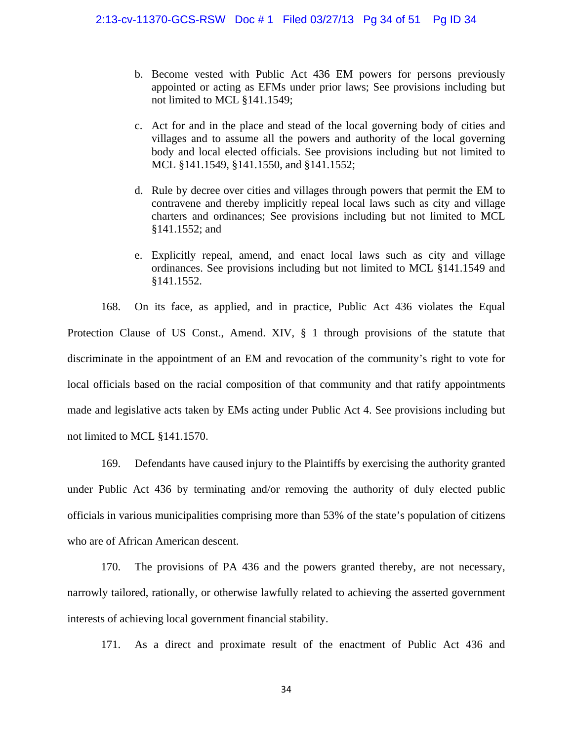b. Become vested with Public Act 436 EM powers for persons previously appointed or acting as EFMs under prior laws; See provisions including but not limited to MCL §141.1549;

c. Act for and in the place and stead of the local governing body of cities and villages and to assume all the powers and authority of the local governing body and local elected officials. See provisions including but not limited to MCL §141.1549, §141.1550, and §141.1552;

d. Rule by decree over cities and villages through powers that permit the EM to contravene and thereby implicitly repeal local laws such as city and village charters and ordinances; See provisions including but not limited to MCL §141.1552; and

e. Explicitly repeal, amend, and enact local laws such as city and village ordinances. See provisions including but not limited to MCL §141.1549 and §141.1552.

168. On its face, as applied, and in practice, Public Act 436 violates the Equal Protection Clause of US Const., Amend. XIV, § 1 through provisions of the statute that discriminate in the appointment of an EM and revocation of the community's right to vote for local officials based on the racial composition of that community and that ratify appointments made and legislative acts taken by EMs acting under Public Act 4. See provisions including but not limited to MCL §141.1570.

169. Defendants have caused injury to the Plaintiffs by exercising the authority granted under Public Act 436 by terminating and/or removing the authority of duly elected public officials in various municipalities comprising more than 53% of the state's population of citizens who are of African American descent.

170. The provisions of PA 436 and the powers granted thereby, are not necessary, narrowly tailored, rationally, or otherwise lawfully related to achieving the asserted government interests of achieving local government financial stability.

171. As a direct and proximate result of the enactment of Public Act 436 and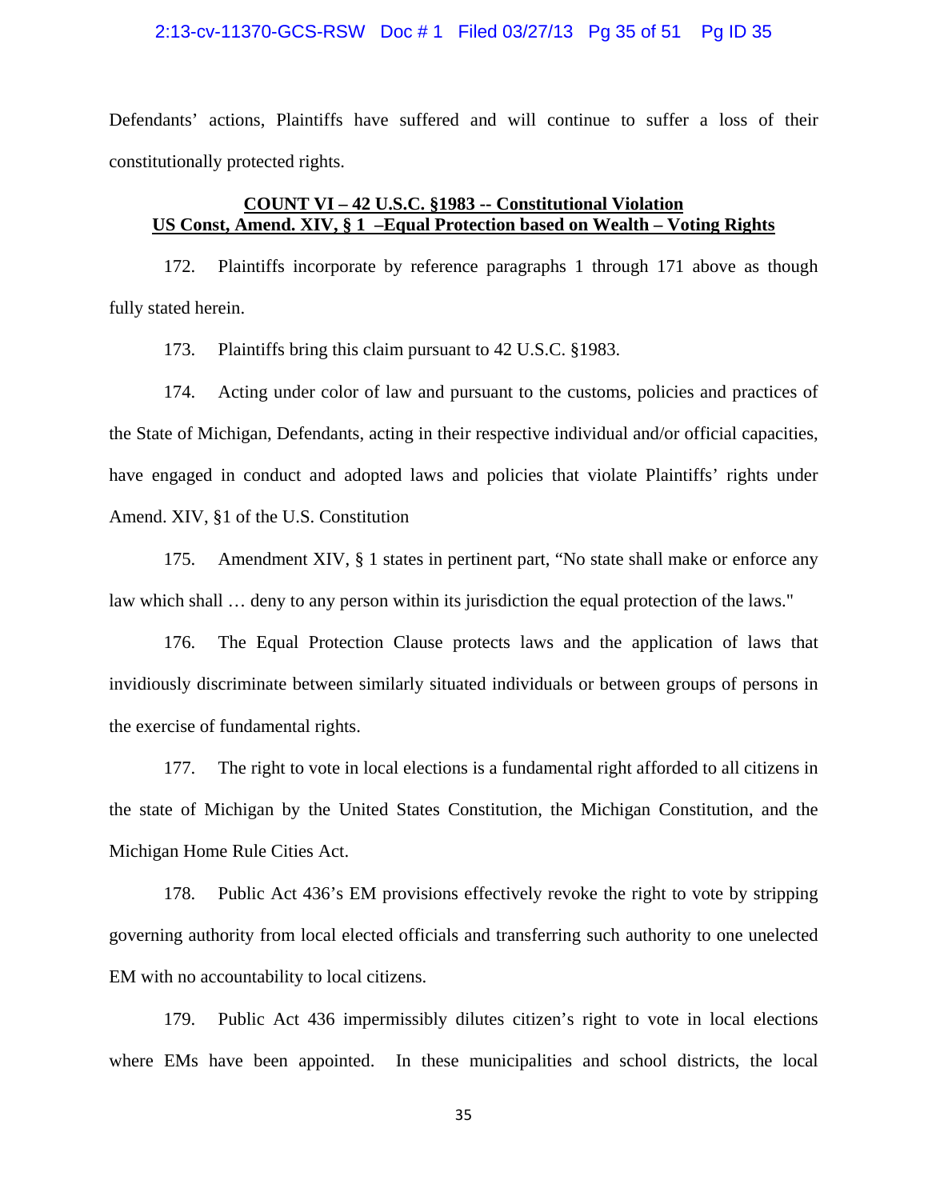Defendants' actions, Plaintiffs have suffered and will continue to suffer a loss of their constitutionally protected rights.

## COUNT VI – 42 U.S.C. §1983 -- Constitutional Violation US Const, Amend. XIV, § 1 –Equal Protection based on Wealth – Voting Rights

172. Plaintiffs incorporate by reference paragraphs 1 through 171 above as though fully stated herein.

173. Plaintiffs bring this claim pursuant to 42 U.S.C. §1983.

174. Acting under color of law and pursuant to the customs, policies and practices of the State of Michigan, Defendants, acting in their respective individual and/or official capacities, have engaged in conduct and adopted laws and policies that violate Plaintiffs' rights under Amend. XIV, §1 of the U.S. Constitution

175. Amendment XIV, § 1 states in pertinent part, "No state shall make or enforce any law which shall … deny to any person within its jurisdiction the equal protection of the laws."

176. The Equal Protection Clause protects laws and the application of laws that invidiously discriminate between similarly situated individuals or between groups of persons in the exercise of fundamental rights.

177. The right to vote in local elections is a fundamental right afforded to all citizens in the state of Michigan by the United States Constitution, the Michigan Constitution, and the Michigan Home Rule Cities Act.

178. Public Act 436's EM provisions effectively revoke the right to vote by stripping governing authority from local elected officials and transferring such authority to one unelected EM with no accountability to local citizens.

179. Public Act 436 impermissibly dilutes citizen's right to vote in local elections where EMs have been appointed. In these municipalities and school districts, the local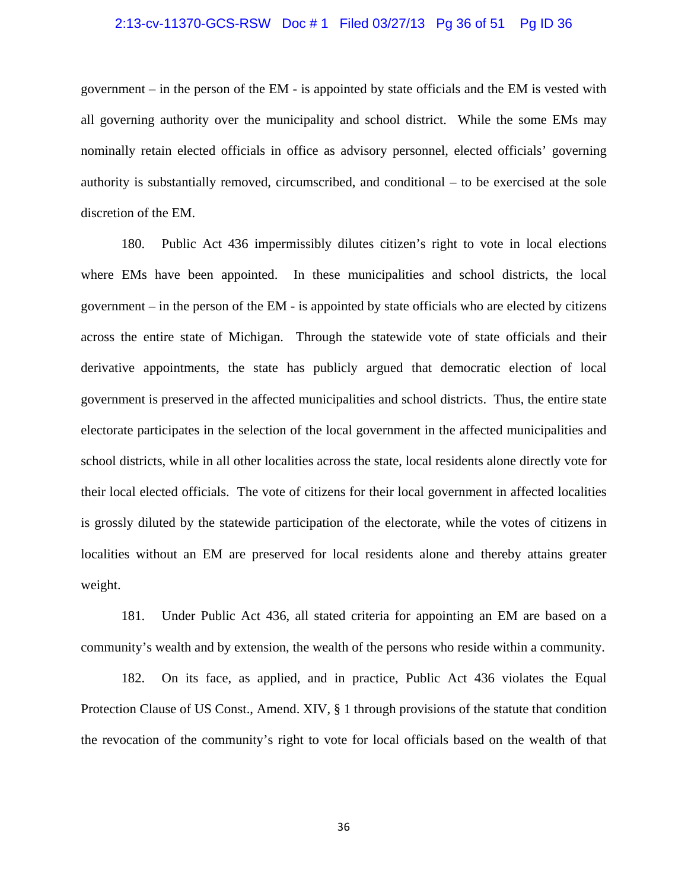government – in the person of the EM - is appointed by state officials and the EM is vested with all governing authority over the municipality and school district. While the some EMs may nominally retain elected officials in office as advisory personnel, elected officials' governing authority is substantially removed, circumscribed, and conditional – to be exercised at the sole discretion of the EM.

180. Public Act 436 impermissibly dilutes citizen's right to vote in local elections where EMs have been appointed. In these municipalities and school districts, the local government – in the person of the EM - is appointed by state officials who are elected by citizens across the entire state of Michigan. Through the statewide vote of state officials and their derivative appointments, the state has publicly argued that democratic election of local government is preserved in the affected municipalities and school districts. Thus, the entire state electorate participates in the selection of the local government in the affected municipalities and school districts, while in all other localities across the state, local residents alone directly vote for their local elected officials. The vote of citizens for their local government in affected localities is grossly diluted by the statewide participation of the electorate, while the votes of citizens in localities without an EM are preserved for local residents alone and thereby attains greater weight.

181. Under Public Act 436, all stated criteria for appointing an EM are based on a community's wealth and by extension, the wealth of the persons who reside within a community.

182. On its face, as applied, and in practice, Public Act 436 violates the Equal Protection Clause of US Const., Amend. XIV, § 1 through provisions of the statute that condition the revocation of the community's right to vote for local officials based on the wealth of that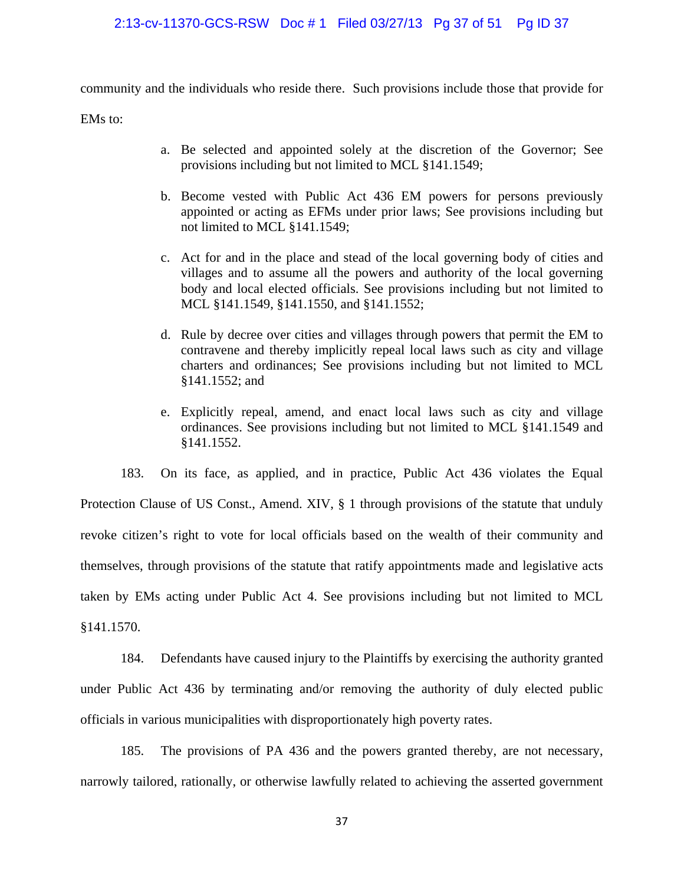community and the individuals who reside there. Such provisions include those that provide for EMs to:

a. Be selected and appointed solely at the discretion of the Governor; See provisions including but not limited to MCL §141.1549;

b. Become vested with Public Act 436 EM powers for persons previously appointed or acting as EFMs under prior laws; See provisions including but not limited to MCL §141.1549;

c. Act for and in the place and stead of the local governing body of cities and villages and to assume all the powers and authority of the local governing body and local elected officials. See provisions including but not limited to MCL §141.1549, §141.1550, and §141.1552;

d. Rule by decree over cities and villages through powers that permit the EM to contravene and thereby implicitly repeal local laws such as city and village charters and ordinances; See provisions including but not limited to MCL §141.1552; and

e. Explicitly repeal, amend, and enact local laws such as city and village ordinances. See provisions including but not limited to MCL §141.1549 and §141.1552.

183. On its face, as applied, and in practice, Public Act 436 violates the Equal Protection Clause of US Const., Amend. XIV, § 1 through provisions of the statute that unduly revoke citizen's right to vote for local officials based on the wealth of their community and themselves, through provisions of the statute that ratify appointments made and legislative acts taken by EMs acting under Public Act 4. See provisions including but not limited to MCL §141.1570.

184. Defendants have caused injury to the Plaintiffs by exercising the authority granted under Public Act 436 by terminating and/or removing the authority of duly elected public officials in various municipalities with disproportionately high poverty rates.

185. The provisions of PA 436 and the powers granted thereby, are not necessary, narrowly tailored, rationally, or otherwise lawfully related to achieving the asserted government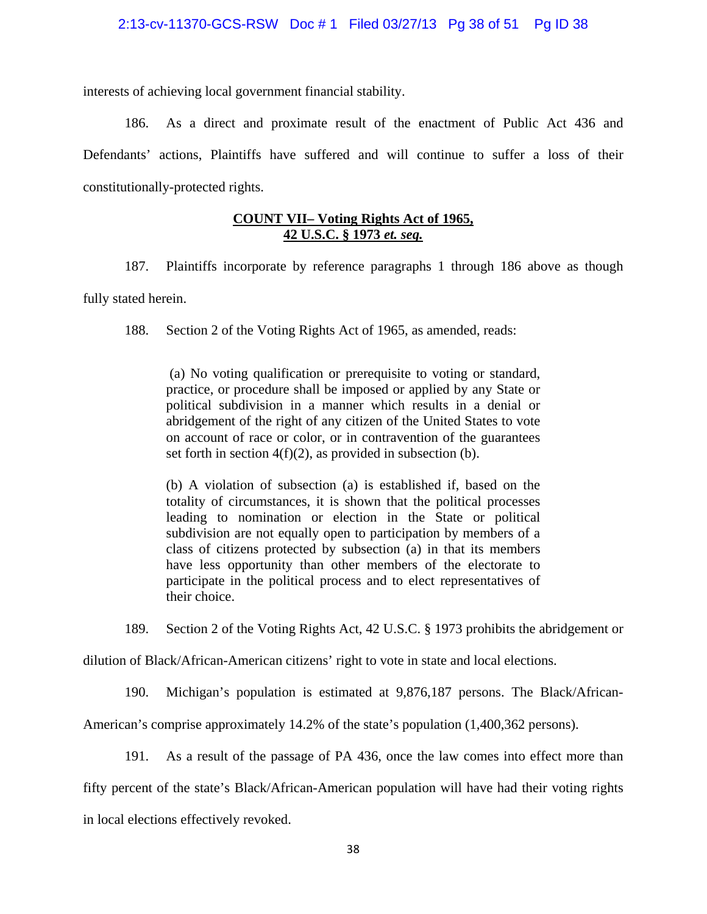interests of achieving local government financial stability.

186. As a direct and proximate result of the enactment of Public Act 436 and Defendants' actions, Plaintiffs have suffered and will continue to suffer a loss of their constitutionally-protected rights.

## COUNT VII– Voting Rights Act of 1965, 42 U.S.C. § 1973 *et. seq.*

187. Plaintiffs incorporate by reference paragraphs 1 through 186 above as though fully stated herein.

188. Section 2 of the Voting Rights Act of 1965, as amended, reads:

> (a) No voting qualification or prerequisite to voting or standard, practice, or procedure shall be imposed or applied by any State or political subdivision in a manner which results in a denial or abridgement of the right of any citizen of the United States to vote on account of race or color, or in contravention of the guarantees set forth in section 4(f)(2), as provided in subsection (b).
>
> (b) A violation of subsection (a) is established if, based on the totality of circumstances, it is shown that the political processes leading to nomination or election in the State or political subdivision are not equally open to participation by members of a class of citizens protected by subsection (a) in that its members have less opportunity than other members of the electorate to participate in the political process and to elect representatives of their choice.

189. Section 2 of the Voting Rights Act, 42 U.S.C. § 1973 prohibits the abridgement or dilution of Black/African-American citizens' right to vote in state and local elections.

190. Michigan's population is estimated at 9,876,187 persons. The Black/African-American's comprise approximately 14.2% of the state's population (1,400,362 persons).

191. As a result of the passage of PA 436, once the law comes into effect more than fifty percent of the state's Black/African-American population will have had their voting rights in local elections effectively revoked.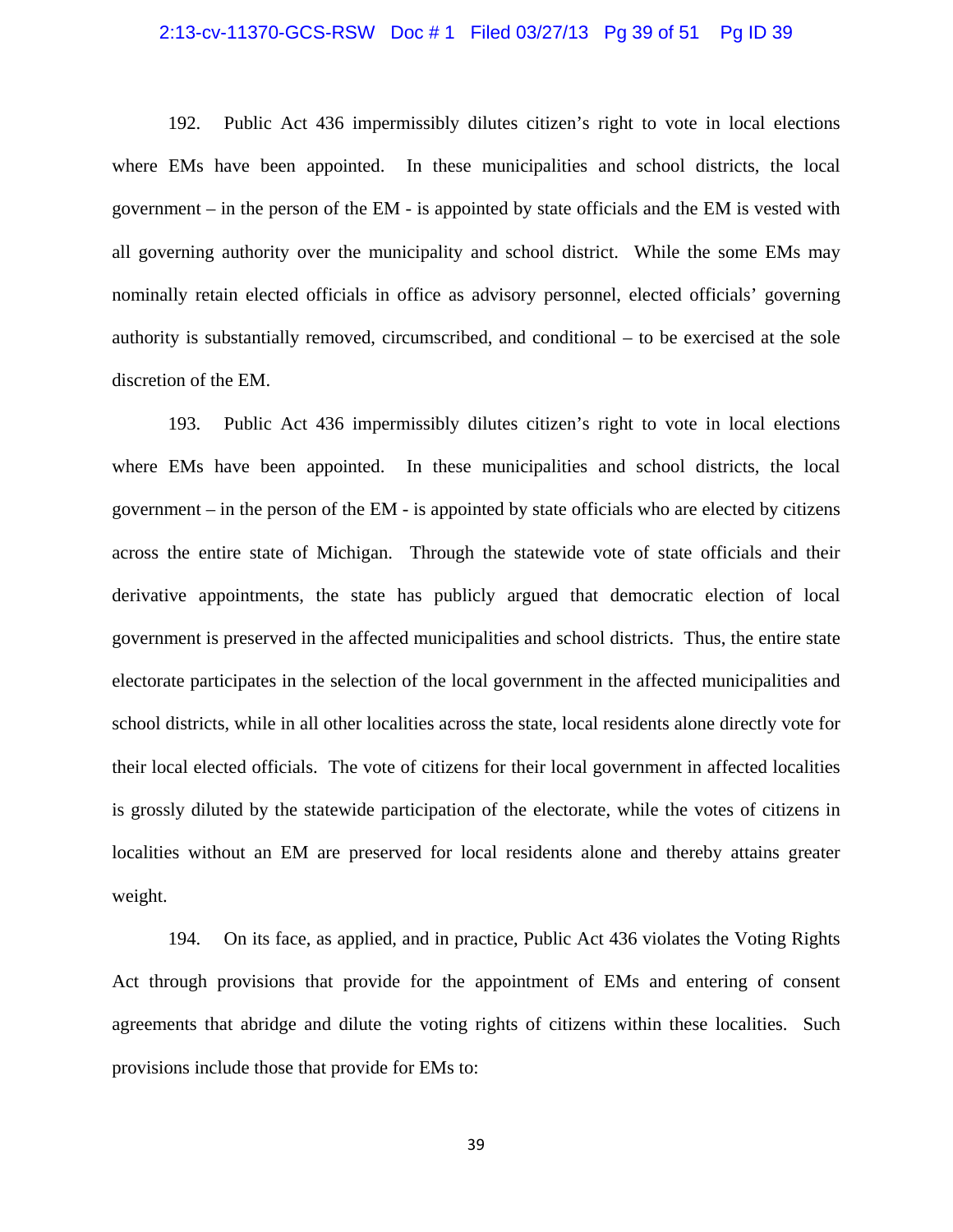192. Public Act 436 impermissibly dilutes citizen's right to vote in local elections where EMs have been appointed. In these municipalities and school districts, the local government – in the person of the EM - is appointed by state officials and the EM is vested with all governing authority over the municipality and school district. While the some EMs may nominally retain elected officials in office as advisory personnel, elected officials' governing authority is substantially removed, circumscribed, and conditional – to be exercised at the sole discretion of the EM.

193. Public Act 436 impermissibly dilutes citizen's right to vote in local elections where EMs have been appointed. In these municipalities and school districts, the local government – in the person of the EM - is appointed by state officials who are elected by citizens across the entire state of Michigan. Through the statewide vote of state officials and their derivative appointments, the state has publicly argued that democratic election of local government is preserved in the affected municipalities and school districts. Thus, the entire state electorate participates in the selection of the local government in the affected municipalities and school districts, while in all other localities across the state, local residents alone directly vote for their local elected officials. The vote of citizens for their local government in affected localities is grossly diluted by the statewide participation of the electorate, while the votes of citizens in localities without an EM are preserved for local residents alone and thereby attains greater weight.

194. On its face, as applied, and in practice, Public Act 436 violates the Voting Rights Act through provisions that provide for the appointment of EMs and entering of consent agreements that abridge and dilute the voting rights of citizens within these localities. Such provisions include those that provide for EMs to: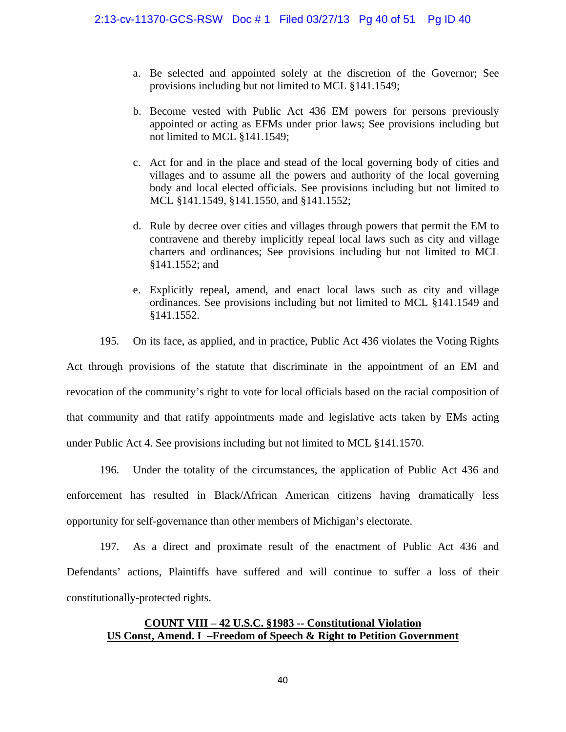a. Be selected and appointed solely at the discretion of the Governor; See provisions including but not limited to MCL §141.1549;

b. Become vested with Public Act 436 EM powers for persons previously appointed or acting as EFMs under prior laws; See provisions including but not limited to MCL §141.1549;

c. Act for and in the place and stead of the local governing body of cities and villages and to assume all the powers and authority of the local governing body and local elected officials. See provisions including but not limited to MCL §141.1549, §141.1550, and §141.1552;

d. Rule by decree over cities and villages through powers that permit the EM to contravene and thereby implicitly repeal local laws such as city and village charters and ordinances; See provisions including but not limited to MCL §141.1552; and

e. Explicitly repeal, amend, and enact local laws such as city and village ordinances. See provisions including but not limited to MCL §141.1549 and §141.1552.

195. On its face, as applied, and in practice, Public Act 436 violates the Voting Rights Act through provisions of the statute that discriminate in the appointment of an EM and revocation of the community's right to vote for local officials based on the racial composition of that community and that ratify appointments made and legislative acts taken by EMs acting under Public Act 4. See provisions including but not limited to MCL §141.1570.

196. Under the totality of the circumstances, the application of Public Act 436 and enforcement has resulted in Black/African American citizens having dramatically less opportunity for self-governance than other members of Michigan's electorate.

197. As a direct and proximate result of the enactment of Public Act 436 and Defendants' actions, Plaintiffs have suffered and will continue to suffer a loss of their constitutionally-protected rights.

**COUNT VIII – 42 U.S.C. §1983 -- Constitutional Violation**
**US Const, Amend. I –Freedom of Speech & Right to Petition Government**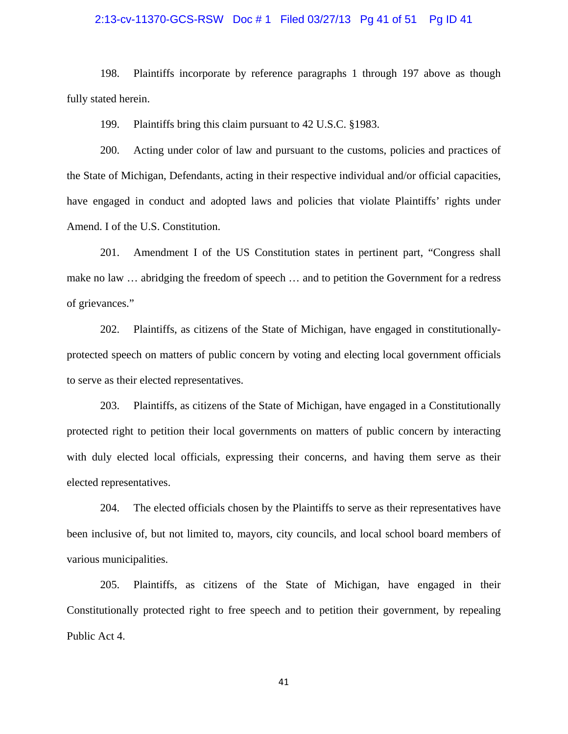198. Plaintiffs incorporate by reference paragraphs 1 through 197 above as though fully stated herein.

199. Plaintiffs bring this claim pursuant to 42 U.S.C. §1983.

200. Acting under color of law and pursuant to the customs, policies and practices of the State of Michigan, Defendants, acting in their respective individual and/or official capacities, have engaged in conduct and adopted laws and policies that violate Plaintiffs' rights under Amend. I of the U.S. Constitution.

201. Amendment I of the US Constitution states in pertinent part, "Congress shall make no law … abridging the freedom of speech … and to petition the Government for a redress of grievances."

202. Plaintiffs, as citizens of the State of Michigan, have engaged in constitutionally-protected speech on matters of public concern by voting and electing local government officials to serve as their elected representatives.

203. Plaintiffs, as citizens of the State of Michigan, have engaged in a Constitutionally protected right to petition their local governments on matters of public concern by interacting with duly elected local officials, expressing their concerns, and having them serve as their elected representatives.

204. The elected officials chosen by the Plaintiffs to serve as their representatives have been inclusive of, but not limited to, mayors, city councils, and local school board members of various municipalities.

205. Plaintiffs, as citizens of the State of Michigan, have engaged in their Constitutionally protected right to free speech and to petition their government, by repealing Public Act 4.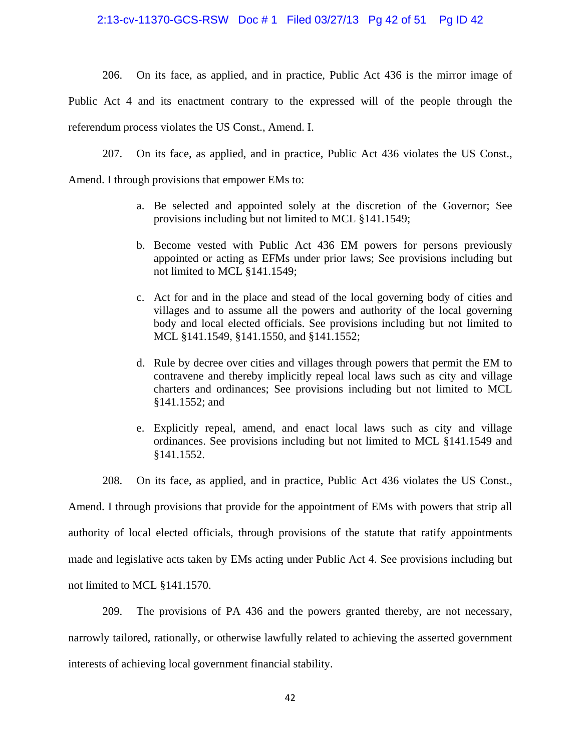206. On its face, as applied, and in practice, Public Act 436 is the mirror image of Public Act 4 and its enactment contrary to the expressed will of the people through the referendum process violates the US Const., Amend. I.

207. On its face, as applied, and in practice, Public Act 436 violates the US Const., Amend. I through provisions that empower EMs to:

> a. Be selected and appointed solely at the discretion of the Governor; See provisions including but not limited to MCL §141.1549;
>
> b. Become vested with Public Act 436 EM powers for persons previously appointed or acting as EFMs under prior laws; See provisions including but not limited to MCL §141.1549;
>
> c. Act for and in the place and stead of the local governing body of cities and villages and to assume all the powers and authority of the local governing body and local elected officials. See provisions including but not limited to MCL §141.1549, §141.1550, and §141.1552;
>
> d. Rule by decree over cities and villages through powers that permit the EM to contravene and thereby implicitly repeal local laws such as city and village charters and ordinances; See provisions including but not limited to MCL §141.1552; and
>
> e. Explicitly repeal, amend, and enact local laws such as city and village ordinances. See provisions including but not limited to MCL §141.1549 and §141.1552.

208. On its face, as applied, and in practice, Public Act 436 violates the US Const., Amend. I through provisions that provide for the appointment of EMs with powers that strip all authority of local elected officials, through provisions of the statute that ratify appointments made and legislative acts taken by EMs acting under Public Act 4. See provisions including but not limited to MCL §141.1570.

209. The provisions of PA 436 and the powers granted thereby, are not necessary, narrowly tailored, rationally, or otherwise lawfully related to achieving the asserted government interests of achieving local government financial stability.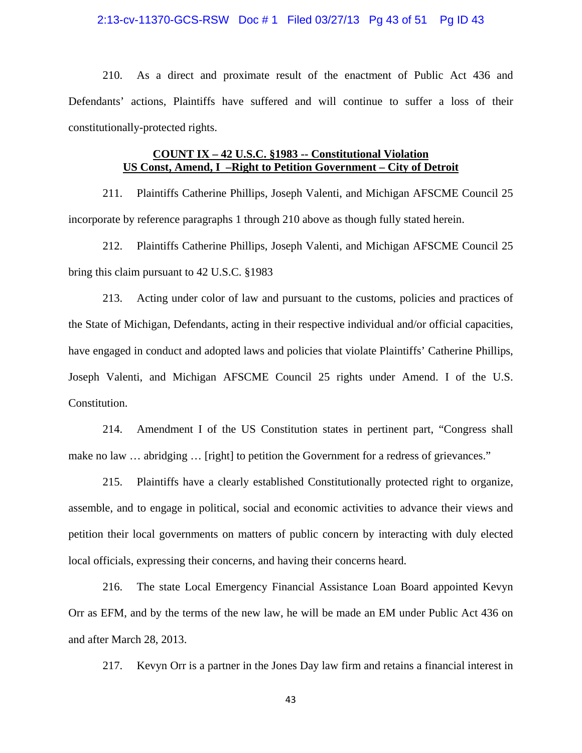210. As a direct and proximate result of the enactment of Public Act 436 and Defendants' actions, Plaintiffs have suffered and will continue to suffer a loss of their constitutionally-protected rights.

**COUNT IX – 42 U.S.C. §1983 -- Constitutional Violation**
**US Const, Amend, I –Right to Petition Government – City of Detroit**

211. Plaintiffs Catherine Phillips, Joseph Valenti, and Michigan AFSCME Council 25 incorporate by reference paragraphs 1 through 210 above as though fully stated herein.

212. Plaintiffs Catherine Phillips, Joseph Valenti, and Michigan AFSCME Council 25 bring this claim pursuant to 42 U.S.C. §1983

213. Acting under color of law and pursuant to the customs, policies and practices of the State of Michigan, Defendants, acting in their respective individual and/or official capacities, have engaged in conduct and adopted laws and policies that violate Plaintiffs' Catherine Phillips, Joseph Valenti, and Michigan AFSCME Council 25 rights under Amend. I of the U.S. Constitution.

214. Amendment I of the US Constitution states in pertinent part, "Congress shall make no law … abridging … [right] to petition the Government for a redress of grievances."

215. Plaintiffs have a clearly established Constitutionally protected right to organize, assemble, and to engage in political, social and economic activities to advance their views and petition their local governments on matters of public concern by interacting with duly elected local officials, expressing their concerns, and having their concerns heard.

216. The state Local Emergency Financial Assistance Loan Board appointed Kevyn Orr as EFM, and by the terms of the new law, he will be made an EM under Public Act 436 on and after March 28, 2013.

217. Kevyn Orr is a partner in the Jones Day law firm and retains a financial interest in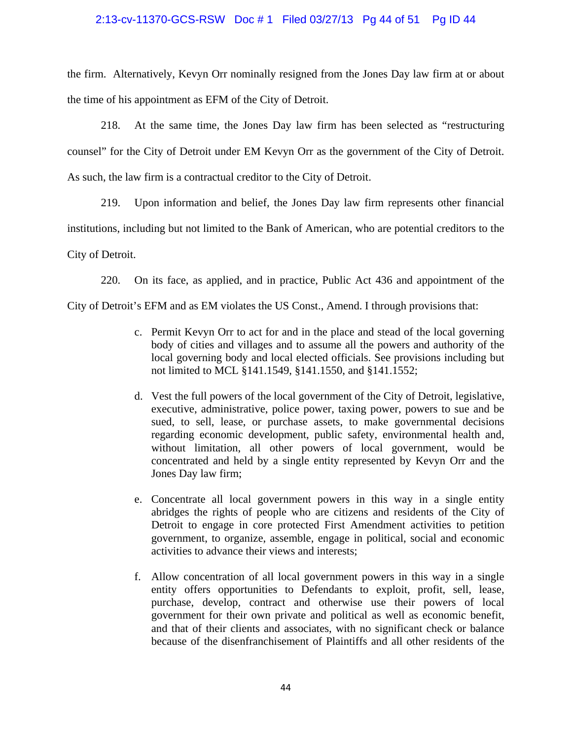the firm. Alternatively, Kevyn Orr nominally resigned from the Jones Day law firm at or about the time of his appointment as EFM of the City of Detroit.

218. At the same time, the Jones Day law firm has been selected as "restructuring counsel" for the City of Detroit under EM Kevyn Orr as the government of the City of Detroit. As such, the law firm is a contractual creditor to the City of Detroit.

219. Upon information and belief, the Jones Day law firm represents other financial institutions, including but not limited to the Bank of American, who are potential creditors to the City of Detroit.

220. On its face, as applied, and in practice, Public Act 436 and appointment of the City of Detroit's EFM and as EM violates the US Const., Amend. I through provisions that:

> c. Permit Kevyn Orr to act for and in the place and stead of the local governing body of cities and villages and to assume all the powers and authority of the local governing body and local elected officials. See provisions including but not limited to MCL §141.1549, §141.1550, and §141.1552;
>
> d. Vest the full powers of the local government of the City of Detroit, legislative, executive, administrative, police power, taxing power, powers to sue and be sued, to sell, lease, or purchase assets, to make governmental decisions regarding economic development, public safety, environmental health and, without limitation, all other powers of local government, would be concentrated and held by a single entity represented by Kevyn Orr and the Jones Day law firm;
>
> e. Concentrate all local government powers in this way in a single entity abridges the rights of people who are citizens and residents of the City of Detroit to engage in core protected First Amendment activities to petition government, to organize, assemble, engage in political, social and economic activities to advance their views and interests;
>
> f. Allow concentration of all local government powers in this way in a single entity offers opportunities to Defendants to exploit, profit, sell, lease, purchase, develop, contract and otherwise use their powers of local government for their own private and political as well as economic benefit, and that of their clients and associates, with no significant check or balance because of the disenfranchisement of Plaintiffs and all other residents of the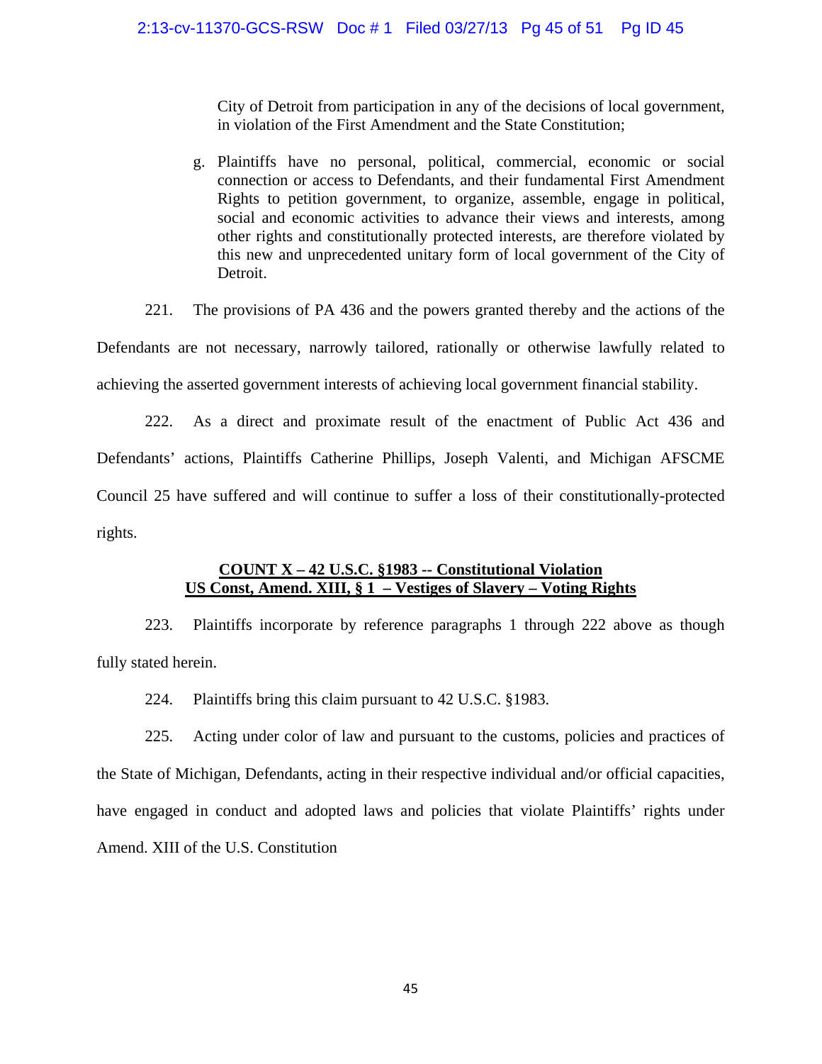City of Detroit from participation in any of the decisions of local government, in violation of the First Amendment and the State Constitution;

g. Plaintiffs have no personal, political, commercial, economic or social connection or access to Defendants, and their fundamental First Amendment Rights to petition government, to organize, assemble, engage in political, social and economic activities to advance their views and interests, among other rights and constitutionally protected interests, are therefore violated by this new and unprecedented unitary form of local government of the City of Detroit.

221. The provisions of PA 436 and the powers granted thereby and the actions of the Defendants are not necessary, narrowly tailored, rationally or otherwise lawfully related to achieving the asserted government interests of achieving local government financial stability.

222. As a direct and proximate result of the enactment of Public Act 436 and Defendants' actions, Plaintiffs Catherine Phillips, Joseph Valenti, and Michigan AFSCME Council 25 have suffered and will continue to suffer a loss of their constitutionally-protected rights.

**COUNT X – 42 U.S.C. §1983 -- Constitutional Violation**
**US Const, Amend. XIII, § 1 – Vestiges of Slavery – Voting Rights**

223. Plaintiffs incorporate by reference paragraphs 1 through 222 above as though fully stated herein.

224. Plaintiffs bring this claim pursuant to 42 U.S.C. §1983.

225. Acting under color of law and pursuant to the customs, policies and practices of the State of Michigan, Defendants, acting in their respective individual and/or official capacities, have engaged in conduct and adopted laws and policies that violate Plaintiffs' rights under Amend. XIII of the U.S. Constitution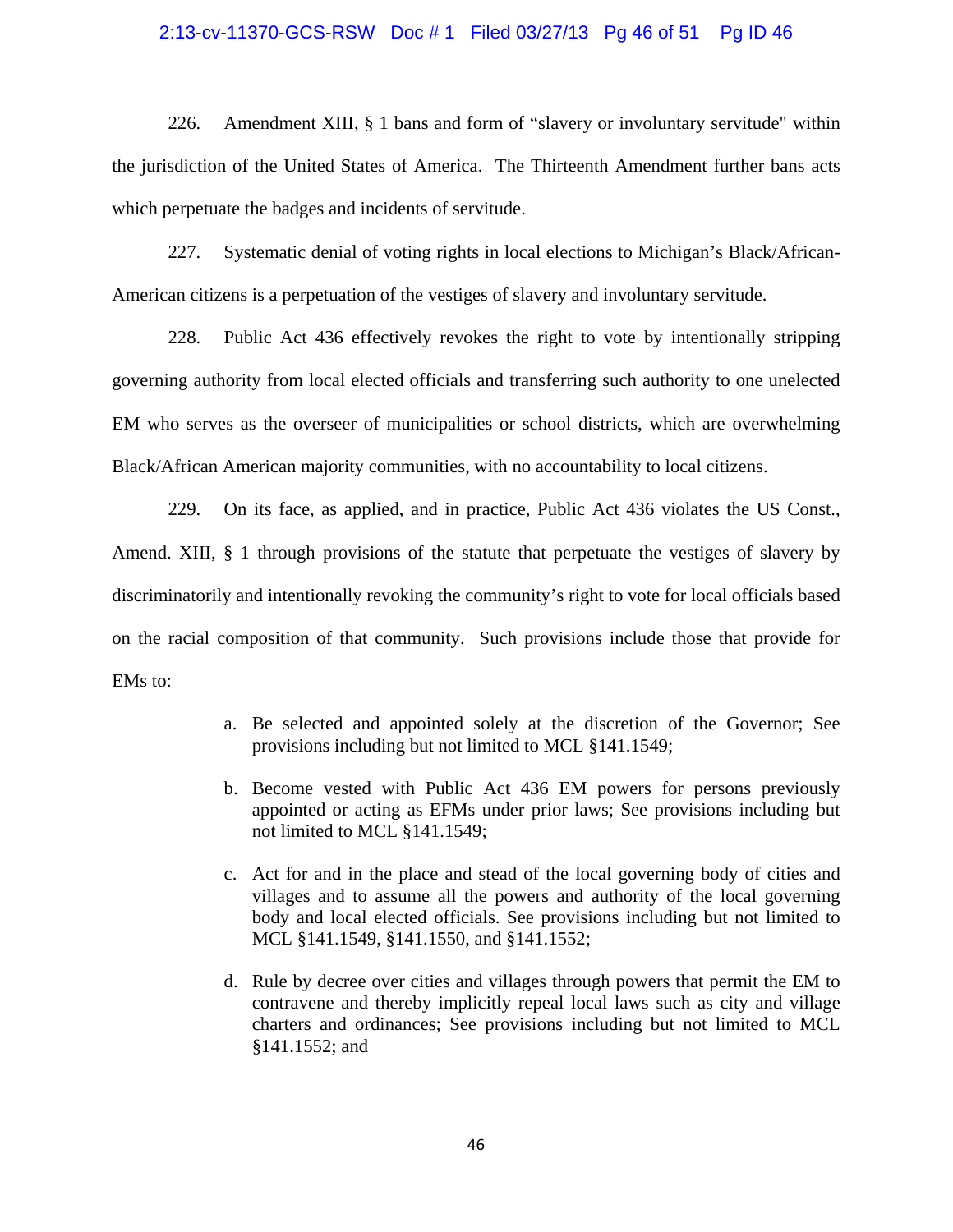226. Amendment XIII, § 1 bans and form of "slavery or involuntary servitude" within the jurisdiction of the United States of America. The Thirteenth Amendment further bans acts which perpetuate the badges and incidents of servitude.

227. Systematic denial of voting rights in local elections to Michigan's Black/African-American citizens is a perpetuation of the vestiges of slavery and involuntary servitude.

228. Public Act 436 effectively revokes the right to vote by intentionally stripping governing authority from local elected officials and transferring such authority to one unelected EM who serves as the overseer of municipalities or school districts, which are overwhelming Black/African American majority communities, with no accountability to local citizens.

229. On its face, as applied, and in practice, Public Act 436 violates the US Const., Amend. XIII, § 1 through provisions of the statute that perpetuate the vestiges of slavery by discriminatorily and intentionally revoking the community's right to vote for local officials based on the racial composition of that community. Such provisions include those that provide for EMs to:

a. Be selected and appointed solely at the discretion of the Governor; See provisions including but not limited to MCL §141.1549;

b. Become vested with Public Act 436 EM powers for persons previously appointed or acting as EFMs under prior laws; See provisions including but not limited to MCL §141.1549;

c. Act for and in the place and stead of the local governing body of cities and villages and to assume all the powers and authority of the local governing body and local elected officials. See provisions including but not limited to MCL §141.1549, §141.1550, and §141.1552;

d. Rule by decree over cities and villages through powers that permit the EM to contravene and thereby implicitly repeal local laws such as city and village charters and ordinances; See provisions including but not limited to MCL §141.1552; and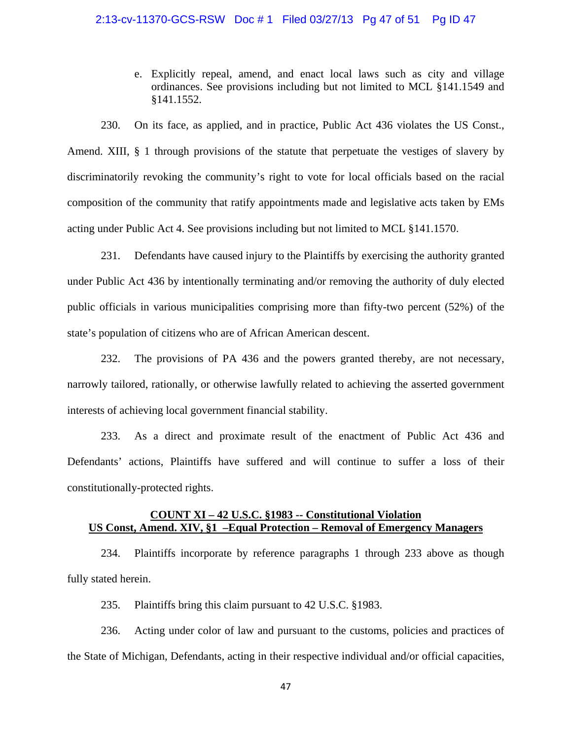e. Explicitly repeal, amend, and enact local laws such as city and village ordinances. See provisions including but not limited to MCL §141.1549 and §141.1552.

230. On its face, as applied, and in practice, Public Act 436 violates the US Const., Amend. XIII, § 1 through provisions of the statute that perpetuate the vestiges of slavery by discriminatorily revoking the community's right to vote for local officials based on the racial composition of the community that ratify appointments made and legislative acts taken by EMs acting under Public Act 4. See provisions including but not limited to MCL §141.1570.

231. Defendants have caused injury to the Plaintiffs by exercising the authority granted under Public Act 436 by intentionally terminating and/or removing the authority of duly elected public officials in various municipalities comprising more than fifty-two percent (52%) of the state's population of citizens who are of African American descent.

232. The provisions of PA 436 and the powers granted thereby, are not necessary, narrowly tailored, rationally, or otherwise lawfully related to achieving the asserted government interests of achieving local government financial stability.

233. As a direct and proximate result of the enactment of Public Act 436 and Defendants' actions, Plaintiffs have suffered and will continue to suffer a loss of their constitutionally-protected rights.

## COUNT XI – 42 U.S.C. §1983 -- Constitutional Violation US Const, Amend. XIV, §1 –Equal Protection – Removal of Emergency Managers

234. Plaintiffs incorporate by reference paragraphs 1 through 233 above as though fully stated herein.

235. Plaintiffs bring this claim pursuant to 42 U.S.C. §1983.

236. Acting under color of law and pursuant to the customs, policies and practices of the State of Michigan, Defendants, acting in their respective individual and/or official capacities,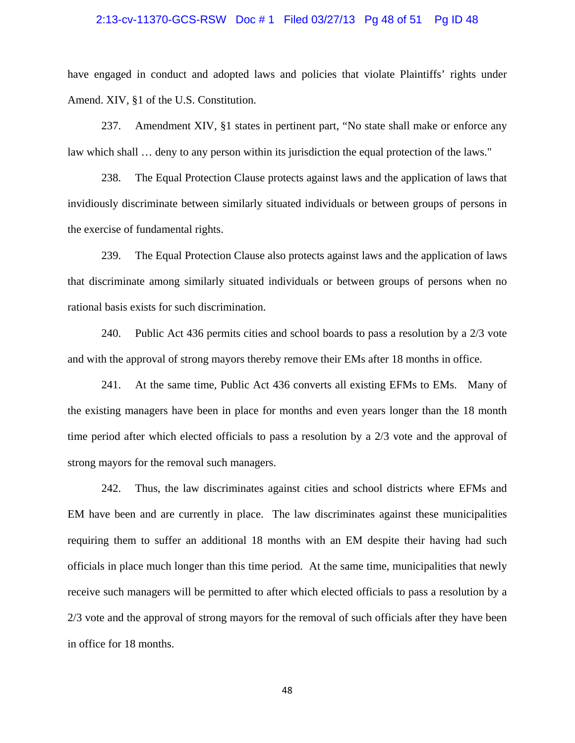have engaged in conduct and adopted laws and policies that violate Plaintiffs' rights under Amend. XIV, §1 of the U.S. Constitution.

237. Amendment XIV, §1 states in pertinent part, "No state shall make or enforce any law which shall … deny to any person within its jurisdiction the equal protection of the laws."

238. The Equal Protection Clause protects against laws and the application of laws that invidiously discriminate between similarly situated individuals or between groups of persons in the exercise of fundamental rights.

239. The Equal Protection Clause also protects against laws and the application of laws that discriminate among similarly situated individuals or between groups of persons when no rational basis exists for such discrimination.

240. Public Act 436 permits cities and school boards to pass a resolution by a 2/3 vote and with the approval of strong mayors thereby remove their EMs after 18 months in office.

241. At the same time, Public Act 436 converts all existing EFMs to EMs. Many of the existing managers have been in place for months and even years longer than the 18 month time period after which elected officials to pass a resolution by a 2/3 vote and the approval of strong mayors for the removal such managers.

242. Thus, the law discriminates against cities and school districts where EFMs and EM have been and are currently in place. The law discriminates against these municipalities requiring them to suffer an additional 18 months with an EM despite their having had such officials in place much longer than this time period. At the same time, municipalities that newly receive such managers will be permitted to after which elected officials to pass a resolution by a 2/3 vote and the approval of strong mayors for the removal of such officials after they have been in office for 18 months.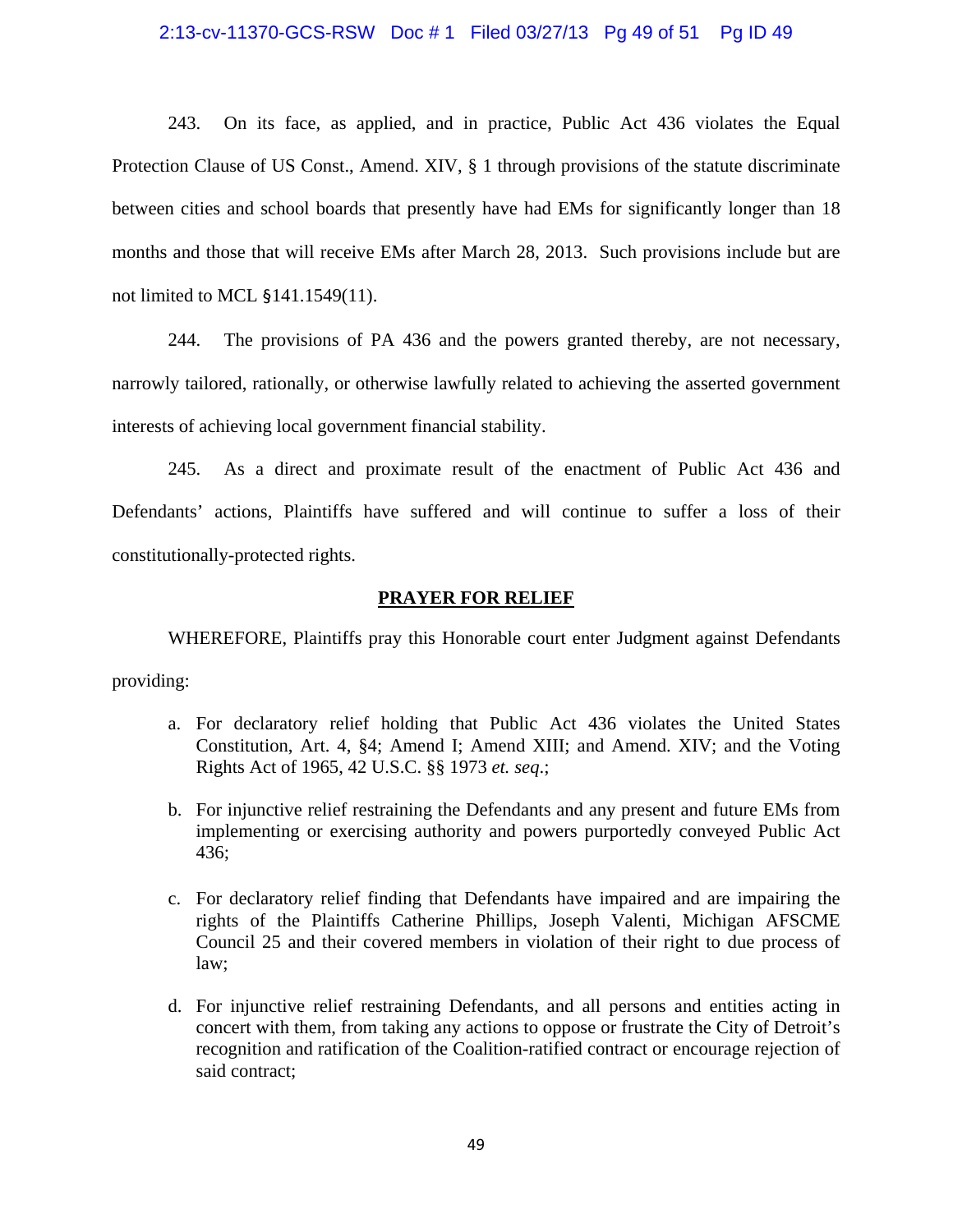243. On its face, as applied, and in practice, Public Act 436 violates the Equal Protection Clause of US Const., Amend. XIV, § 1 through provisions of the statute discriminate between cities and school boards that presently have had EMs for significantly longer than 18 months and those that will receive EMs after March 28, 2013. Such provisions include but are not limited to MCL §141.1549(11).

244. The provisions of PA 436 and the powers granted thereby, are not necessary, narrowly tailored, rationally, or otherwise lawfully related to achieving the asserted government interests of achieving local government financial stability.

245. As a direct and proximate result of the enactment of Public Act 436 and Defendants' actions, Plaintiffs have suffered and will continue to suffer a loss of their constitutionally-protected rights.

## PRAYER FOR RELIEF

WHEREFORE, Plaintiffs pray this Honorable court enter Judgment against Defendants providing:

a. For declaratory relief holding that Public Act 436 violates the United States Constitution, Art. 4, §4; Amend I; Amend XIII; and Amend. XIV; and the Voting Rights Act of 1965, 42 U.S.C. §§ 1973 *et. seq*.;

b. For injunctive relief restraining the Defendants and any present and future EMs from implementing or exercising authority and powers purportedly conveyed Public Act 436;

c. For declaratory relief finding that Defendants have impaired and are impairing the rights of the Plaintiffs Catherine Phillips, Joseph Valenti, Michigan AFSCME Council 25 and their covered members in violation of their right to due process of law;

d. For injunctive relief restraining Defendants, and all persons and entities acting in concert with them, from taking any actions to oppose or frustrate the City of Detroit's recognition and ratification of the Coalition-ratified contract or encourage rejection of said contract;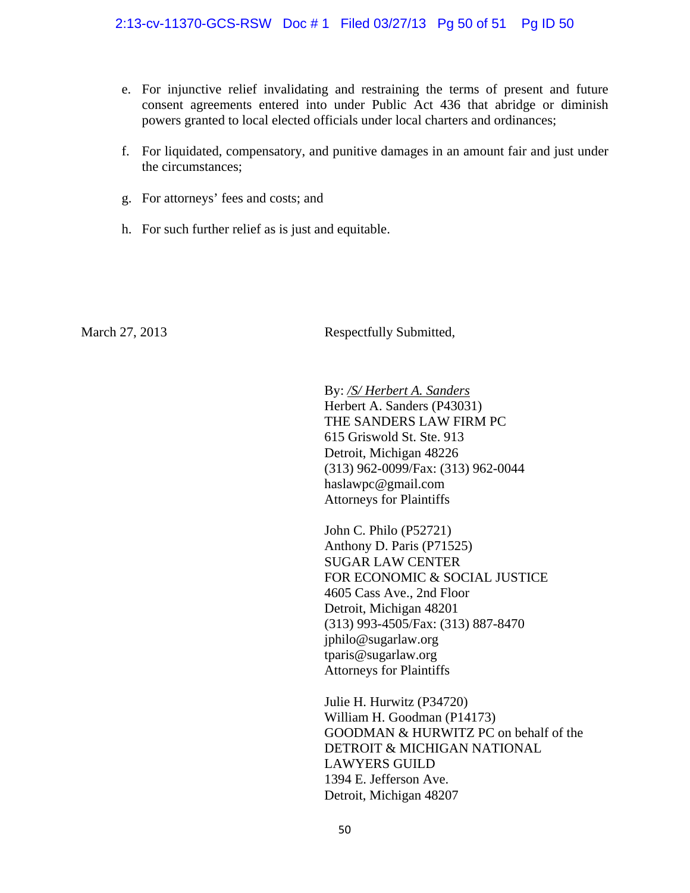e. For injunctive relief invalidating and restraining the terms of present and future consent agreements entered into under Public Act 436 that abridge or diminish powers granted to local elected officials under local charters and ordinances;

f. For liquidated, compensatory, and punitive damages in an amount fair and just under the circumstances;

g. For attorneys' fees and costs; and

h. For such further relief as is just and equitable.

March 27, 2013

Respectfully Submitted,

By: */S/ Herbert A. Sanders*
Herbert A. Sanders (P43031)
THE SANDERS LAW FIRM PC
615 Griswold St. Ste. 913
Detroit, Michigan 48226
(313) 962-0099/Fax: (313) 962-0044
haslawpc@gmail.com
Attorneys for Plaintiffs

John C. Philo (P52721)
Anthony D. Paris (P71525)
SUGAR LAW CENTER
FOR ECONOMIC & SOCIAL JUSTICE
4605 Cass Ave., 2nd Floor
Detroit, Michigan 48201
(313) 993-4505/Fax: (313) 887-8470
jphilo@sugarlaw.org
tparis@sugarlaw.org
Attorneys for Plaintiffs

Julie H. Hurwitz (P34720)
William H. Goodman (P14173)
GOODMAN & HURWITZ PC on behalf of the
DETROIT & MICHIGAN NATIONAL
LAWYERS GUILD
1394 E. Jefferson Ave.
Detroit, Michigan 48207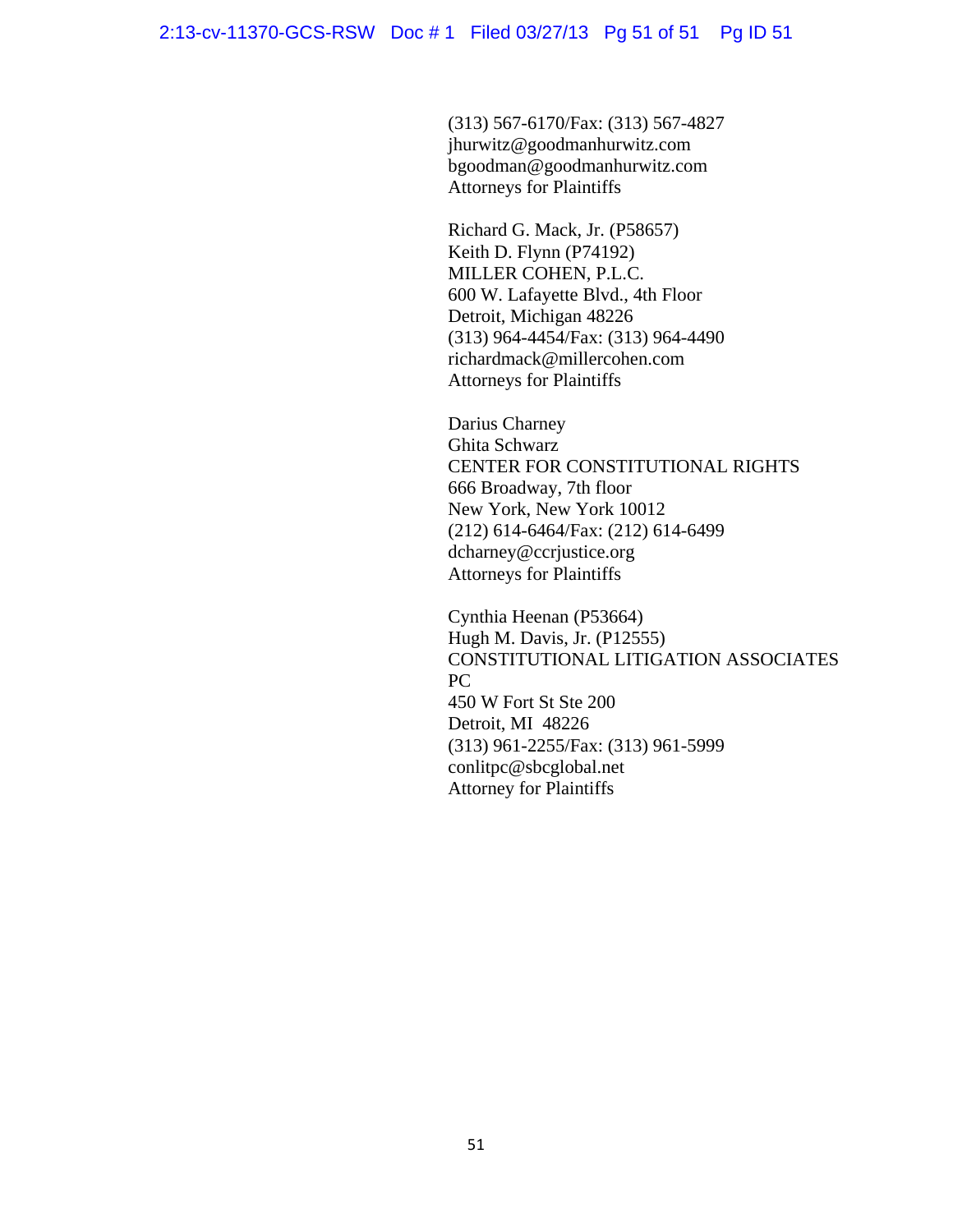(313) 567-6170/Fax: (313) 567-4827
jhurwitz@goodmanhurwitz.com
bgoodman@goodmanhurwitz.com
Attorneys for Plaintiffs

Richard G. Mack, Jr. (P58657)
Keith D. Flynn (P74192)
MILLER COHEN, P.L.C.
600 W. Lafayette Blvd., 4th Floor
Detroit, Michigan 48226
(313) 964-4454/Fax: (313) 964-4490
richardmack@millercohen.com
Attorneys for Plaintiffs

Darius Charney
Ghita Schwarz
CENTER FOR CONSTITUTIONAL RIGHTS
666 Broadway, 7th floor
New York, New York 10012
(212) 614-6464/Fax: (212) 614-6499
dcharney@ccrjustice.org
Attorneys for Plaintiffs

Cynthia Heenan (P53664)
Hugh M. Davis, Jr. (P12555)
CONSTITUTIONAL LITIGATION ASSOCIATES PC
450 W Fort St Ste 200
Detroit, MI 48226
(313) 961-2255/Fax: (313) 961-5999
conlitpc@sbcglobal.net
Attorney for Plaintiffs